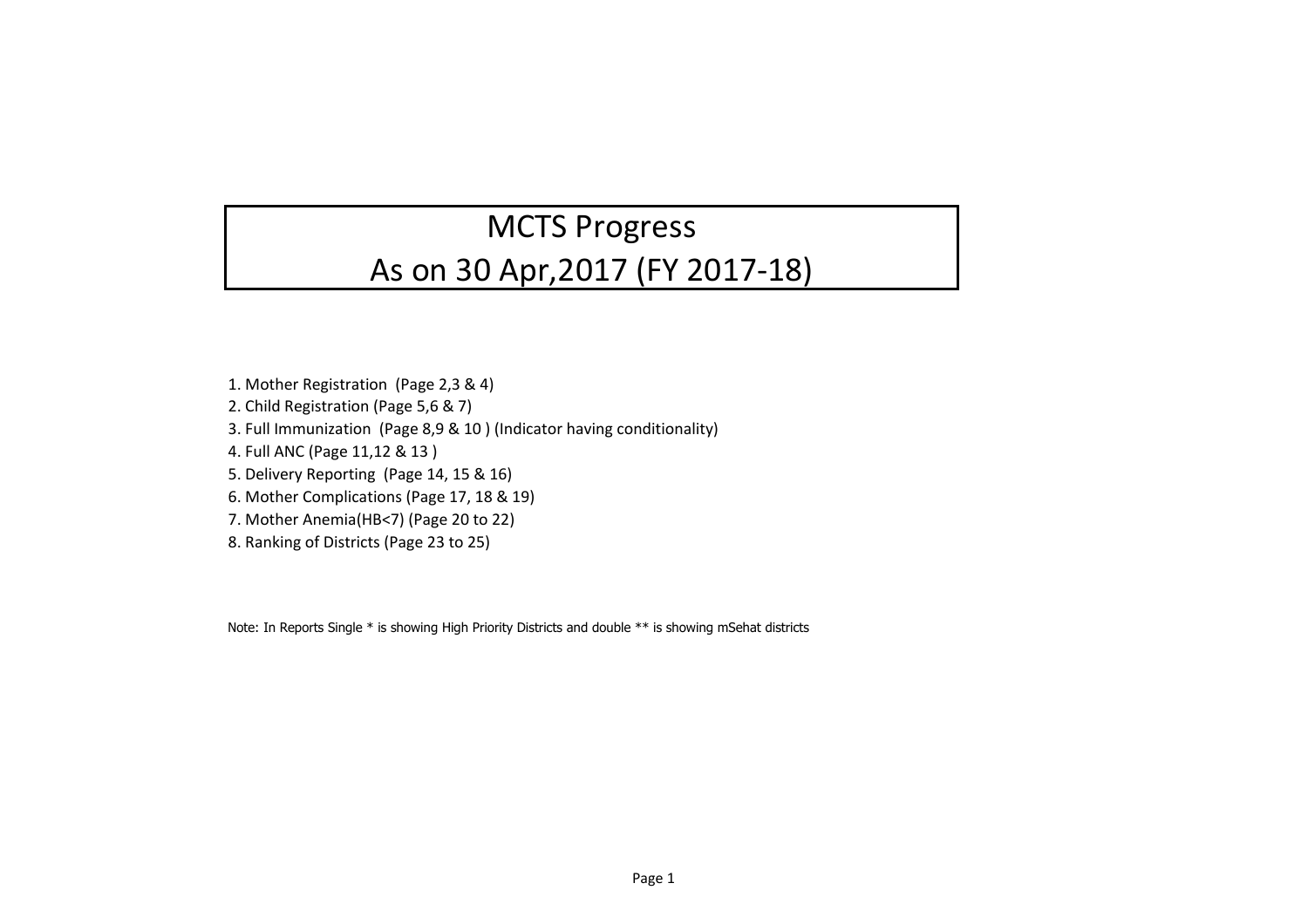# MCTS Progress
# As on 30 Apr,2017 (FY 2017-18)

1. Mother Registration (Page 2,3 & 4)
2. Child Registration (Page 5,6 & 7)
3. Full Immunization (Page 8,9 & 10 ) (Indicator having conditionality)
4. Full ANC (Page 11,12 & 13 )
5. Delivery Reporting (Page 14, 15 & 16)
6. Mother Complications (Page 17, 18 & 19)
7. Mother Anemia(HB<7) (Page 20 to 22)
8. Ranking of Districts (Page 23 to 25)

Note: In Reports Single * is showing High Priority Districts and double ** is showing mSehat districts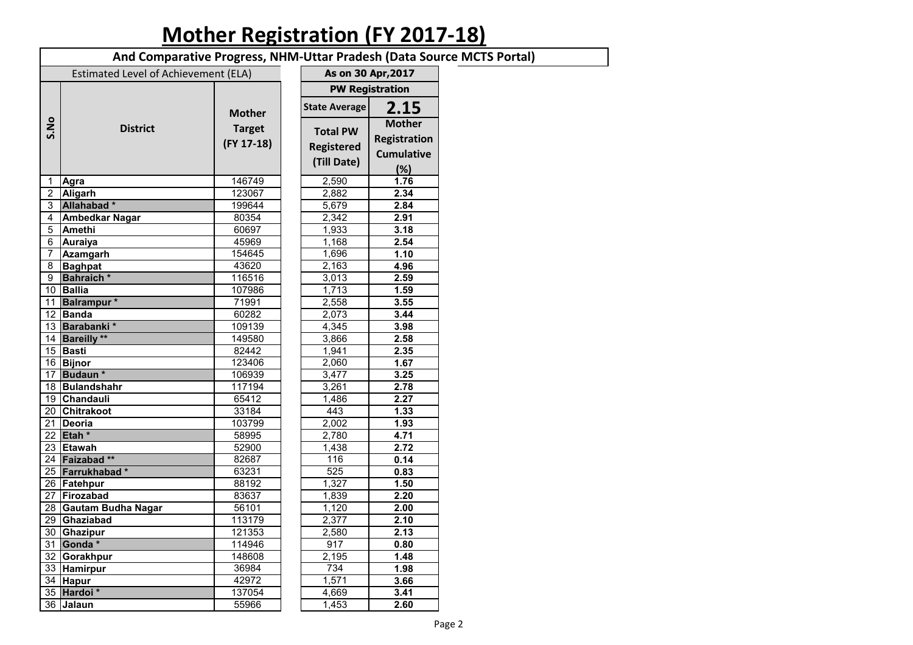# Mother Registration (FY 2017-18)

**And Comparative Progress, NHM-Uttar Pradesh (Data Source MCTS Portal)**

| Estimated Level of Achievement (ELA) | | | As on 30 Apr,2017 | |
|---|---|---|---|---|
| | | | PW Registration | |
| | | | State Average | 2.15 |
| S.No | District | Mother Target (FY 17-18) | Total PW Registered (Till Date) | Mother Registration Cumulative (%) |
| 1 | Agra | 146749 | 2,590 | 1.76 |
| 2 | Aligarh | 123067 | 2,882 | 2.34 |
| 3 | Allahabad * | 199644 | 5,679 | 2.84 |
| 4 | Ambedkar Nagar | 80354 | 2,342 | 2.91 |
| 5 | Amethi | 60697 | 1,933 | 3.18 |
| 6 | Auraiya | 45969 | 1,168 | 2.54 |
| 7 | Azamgarh | 154645 | 1,696 | 1.10 |
| 8 | Baghpat | 43620 | 2,163 | 4.96 |
| 9 | Bahraich * | 116516 | 3,013 | 2.59 |
| 10 | Ballia | 107986 | 1,713 | 1.59 |
| 11 | Balrampur * | 71991 | 2,558 | 3.55 |
| 12 | Banda | 60282 | 2,073 | 3.44 |
| 13 | Barabanki * | 109139 | 4,345 | 3.98 |
| 14 | Bareilly ** | 149580 | 3,866 | 2.58 |
| 15 | Basti | 82442 | 1,941 | 2.35 |
| 16 | Bijnor | 123406 | 2,060 | 1.67 |
| 17 | Budaun * | 106939 | 3,477 | 3.25 |
| 18 | Bulandshahr | 117194 | 3,261 | 2.78 |
| 19 | Chandauli | 65412 | 1,486 | 2.27 |
| 20 | Chitrakoot | 33184 | 443 | 1.33 |
| 21 | Deoria | 103799 | 2,002 | 1.93 |
| 22 | Etah * | 58995 | 2,780 | 4.71 |
| 23 | Etawah | 52900 | 1,438 | 2.72 |
| 24 | Faizabad ** | 82687 | 116 | 0.14 |
| 25 | Farrukhabad * | 63231 | 525 | 0.83 |
| 26 | Fatehpur | 88192 | 1,327 | 1.50 |
| 27 | Firozabad | 83637 | 1,839 | 2.20 |
| 28 | Gautam Budha Nagar | 56101 | 1,120 | 2.00 |
| 29 | Ghaziabad | 113179 | 2,377 | 2.10 |
| 30 | Ghazipur | 121353 | 2,580 | 2.13 |
| 31 | Gonda * | 114946 | 917 | 0.80 |
| 32 | Gorakhpur | 148608 | 2,195 | 1.48 |
| 33 | Hamirpur | 36984 | 734 | 1.98 |
| 34 | Hapur | 42972 | 1,571 | 3.66 |
| 35 | Hardoi * | 137054 | 4,669 | 3.41 |
| 36 | Jalaun | 55966 | 1,453 | 2.60 |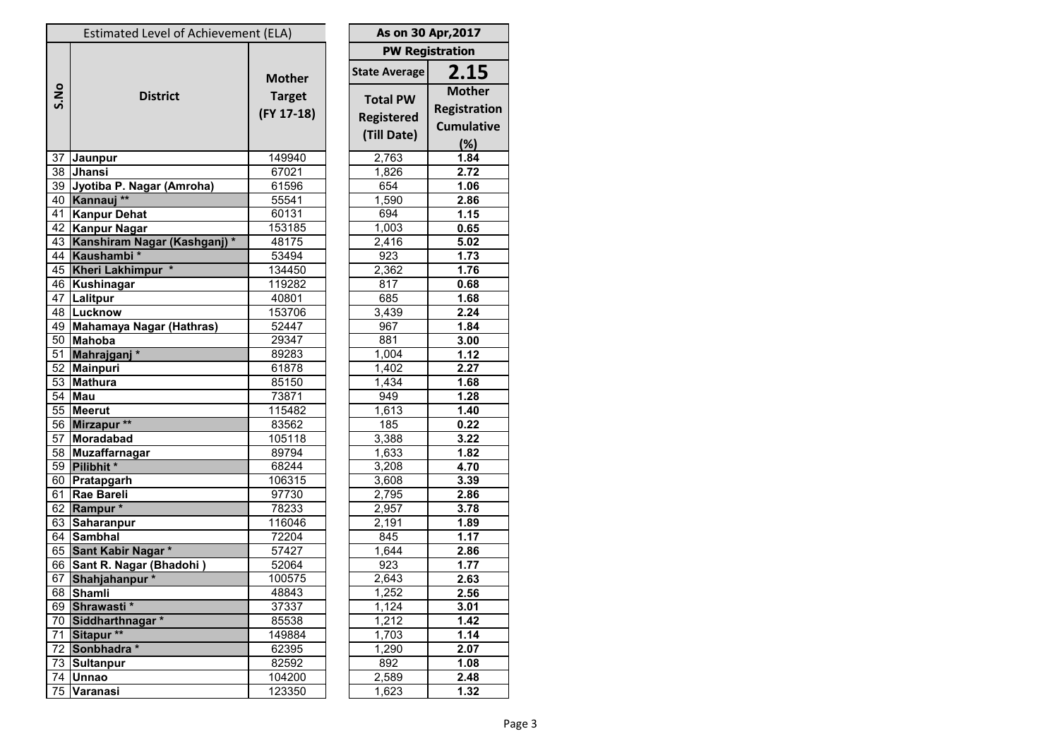| Estimated Level of Achievement (ELA) | | | As on 30 Apr,2017 | |
|---|---|---|---|---|
| | | | PW Registration | |
| | | | State Average | 2.15 |
| S.No | District | Mother Target (FY 17-18) | Total PW Registered (Till Date) | Mother Registration Cumulative (%) |
| 37 | **Jaunpur** | 149940 | 2,763 | **1.84** |
| 38 | **Jhansi** | 67021 | 1,826 | **2.72** |
| 39 | **Jyotiba P. Nagar (Amroha)** | 61596 | 654 | **1.06** |
| 40 | **Kannauj \*\*** | 55541 | 1,590 | **2.86** |
| 41 | **Kanpur Dehat** | 60131 | 694 | **1.15** |
| 42 | **Kanpur Nagar** | 153185 | 1,003 | **0.65** |
| 43 | **Kanshiram Nagar (Kashganj) \*** | 48175 | 2,416 | **5.02** |
| 44 | **Kaushambi \*** | 53494 | 923 | **1.73** |
| 45 | **Kheri Lakhimpur \*** | 134450 | 2,362 | **1.76** |
| 46 | **Kushinagar** | 119282 | 817 | **0.68** |
| 47 | **Lalitpur** | 40801 | 685 | **1.68** |
| 48 | **Lucknow** | 153706 | 3,439 | **2.24** |
| 49 | **Mahamaya Nagar (Hathras)** | 52447 | 967 | **1.84** |
| 50 | **Mahoba** | 29347 | 881 | **3.00** |
| 51 | **Mahrajganj \*** | 89283 | 1,004 | **1.12** |
| 52 | **Mainpuri** | 61878 | 1,402 | **2.27** |
| 53 | **Mathura** | 85150 | 1,434 | **1.68** |
| 54 | **Mau** | 73871 | 949 | **1.28** |
| 55 | **Meerut** | 115482 | 1,613 | **1.40** |
| 56 | **Mirzapur \*\*** | 83562 | 185 | **0.22** |
| 57 | **Moradabad** | 105118 | 3,388 | **3.22** |
| 58 | **Muzaffarnagar** | 89794 | 1,633 | **1.82** |
| 59 | **Pilibhit \*** | 68244 | 3,208 | **4.70** |
| 60 | **Pratapgarh** | 106315 | 3,608 | **3.39** |
| 61 | **Rae Bareli** | 97730 | 2,795 | **2.86** |
| 62 | **Rampur \*** | 78233 | 2,957 | **3.78** |
| 63 | **Saharanpur** | 116046 | 2,191 | **1.89** |
| 64 | **Sambhal** | 72204 | 845 | **1.17** |
| 65 | **Sant Kabir Nagar \*** | 57427 | 1,644 | **2.86** |
| 66 | **Sant R. Nagar (Bhadohi )** | 52064 | 923 | **1.77** |
| 67 | **Shahjahanpur \*** | 100575 | 2,643 | **2.63** |
| 68 | **Shamli** | 48843 | 1,252 | **2.56** |
| 69 | **Shrawasti \*** | 37337 | 1,124 | **3.01** |
| 70 | **Siddharthnagar \*** | 85538 | 1,212 | **1.42** |
| 71 | **Sitapur \*\*** | 149884 | 1,703 | **1.14** |
| 72 | **Sonbhadra \*** | 62395 | 1,290 | **2.07** |
| 73 | **Sultanpur** | 82592 | 892 | **1.08** |
| 74 | **Unnao** | 104200 | 2,589 | **2.48** |
| 75 | **Varanasi** | 123350 | 1,623 | **1.32** |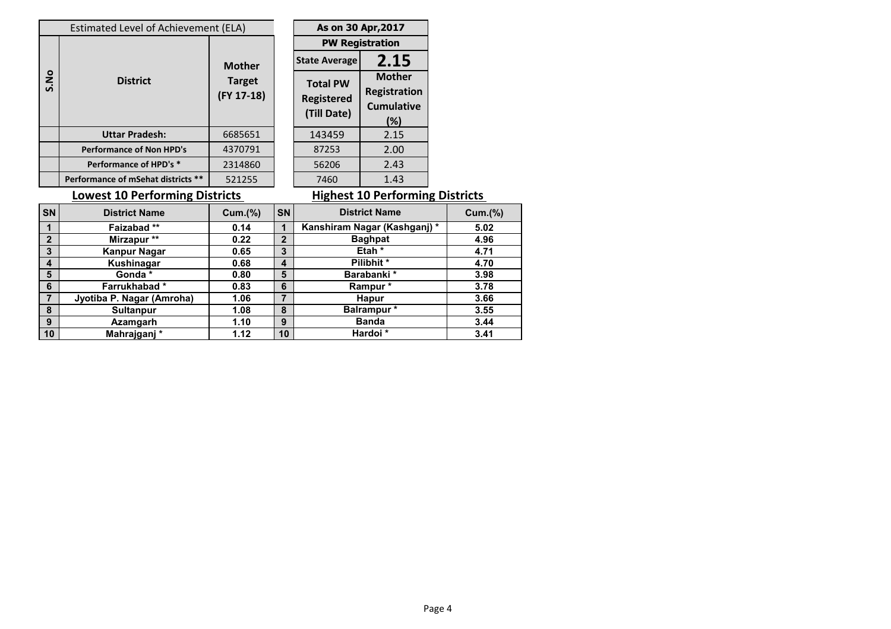| Estimated Level of Achievement (ELA) | | | As on 30 Apr,2017 | |
|---|---|---|---|---|
| | | | PW Registration | |
| | | | State Average | 2.15 |
| S.No | District | Mother Target (FY 17-18) | Total PW Registered (Till Date) | Mother Registration Cumulative (%) |
| | Uttar Pradesh: | 6685651 | 143459 | 2.15 |
| | Performance of Non HPD's | 4370791 | 87253 | 2.00 |
| | Performance of HPD's * | 2314860 | 56206 | 2.43 |
| | Performance of mSehat districts ** | 521255 | 7460 | 1.43 |

## Lowest 10 Performing Districts

| SN | District Name | Cum.(%) |
|---|---|---|
| 1 | Faizabad ** | 0.14 |
| 2 | Mirzapur ** | 0.22 |
| 3 | Kanpur Nagar | 0.65 |
| 4 | Kushinagar | 0.68 |
| 5 | Gonda * | 0.80 |
| 6 | Farrukhabad * | 0.83 |
| 7 | Jyotiba P. Nagar (Amroha) | 1.06 |
| 8 | Sultanpur | 1.08 |
| 9 | Azamgarh | 1.10 |
| 10 | Mahrajganj * | 1.12 |

## Highest 10 Performing Districts

| SN | District Name | Cum.(%) |
|---|---|---|
| 1 | Kanshiram Nagar (Kashganj) * | 5.02 |
| 2 | Baghpat | 4.96 |
| 3 | Etah * | 4.71 |
| 4 | Pilibhit * | 4.70 |
| 5 | Barabanki * | 3.98 |
| 6 | Rampur * | 3.78 |
| 7 | Hapur | 3.66 |
| 8 | Balrampur * | 3.55 |
| 9 | Banda | 3.44 |
| 10 | Hardoi * | 3.41 |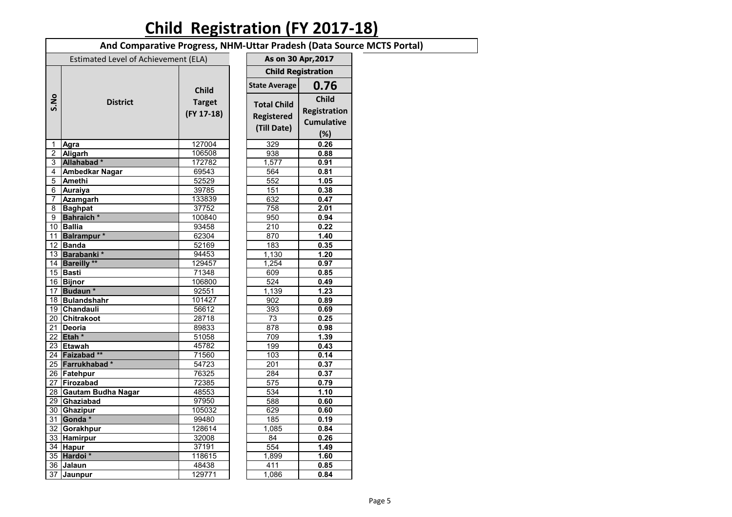# Child Registration (FY 2017-18)

## And Comparative Progress, NHM-Uttar Pradesh (Data Source MCTS Portal)

| Estimated Level of Achievement (ELA) | | | As on 30 Apr,2017 | |
|---|---|---|---|---|
| | | | Child Registration | |
| | | | State Average | 0.76 |
| S.No | District | Child Target (FY 17-18) | Total Child Registered (Till Date) | Child Registration Cumulative (%) |
| 1 | Agra | 127004 | 329 | 0.26 |
| 2 | Aligarh | 106508 | 938 | 0.88 |
| 3 | Allahabad * | 172782 | 1,577 | 0.91 |
| 4 | Ambedkar Nagar | 69543 | 564 | 0.81 |
| 5 | Amethi | 52529 | 552 | 1.05 |
| 6 | Auraiya | 39785 | 151 | 0.38 |
| 7 | Azamgarh | 133839 | 632 | 0.47 |
| 8 | Baghpat | 37752 | 758 | 2.01 |
| 9 | Bahraich * | 100840 | 950 | 0.94 |
| 10 | Ballia | 93458 | 210 | 0.22 |
| 11 | Balrampur * | 62304 | 870 | 1.40 |
| 12 | Banda | 52169 | 183 | 0.35 |
| 13 | Barabanki * | 94453 | 1,130 | 1.20 |
| 14 | Bareilly ** | 129457 | 1,254 | 0.97 |
| 15 | Basti | 71348 | 609 | 0.85 |
| 16 | Bijnor | 106800 | 524 | 0.49 |
| 17 | Budaun * | 92551 | 1,139 | 1.23 |
| 18 | Bulandshahr | 101427 | 902 | 0.89 |
| 19 | Chandauli | 56612 | 393 | 0.69 |
| 20 | Chitrakoot | 28718 | 73 | 0.25 |
| 21 | Deoria | 89833 | 878 | 0.98 |
| 22 | Etah * | 51058 | 709 | 1.39 |
| 23 | Etawah | 45782 | 199 | 0.43 |
| 24 | Faizabad ** | 71560 | 103 | 0.14 |
| 25 | Farrukhabad * | 54723 | 201 | 0.37 |
| 26 | Fatehpur | 76325 | 284 | 0.37 |
| 27 | Firozabad | 72385 | 575 | 0.79 |
| 28 | Gautam Budha Nagar | 48553 | 534 | 1.10 |
| 29 | Ghaziabad | 97950 | 588 | 0.60 |
| 30 | Ghazipur | 105032 | 629 | 0.60 |
| 31 | Gonda * | 99480 | 185 | 0.19 |
| 32 | Gorakhpur | 128614 | 1,085 | 0.84 |
| 33 | Hamirpur | 32008 | 84 | 0.26 |
| 34 | Hapur | 37191 | 554 | 1.49 |
| 35 | Hardoi * | 118615 | 1,899 | 1.60 |
| 36 | Jalaun | 48438 | 411 | 0.85 |
| 37 | Jaunpur | 129771 | 1,086 | 0.84 |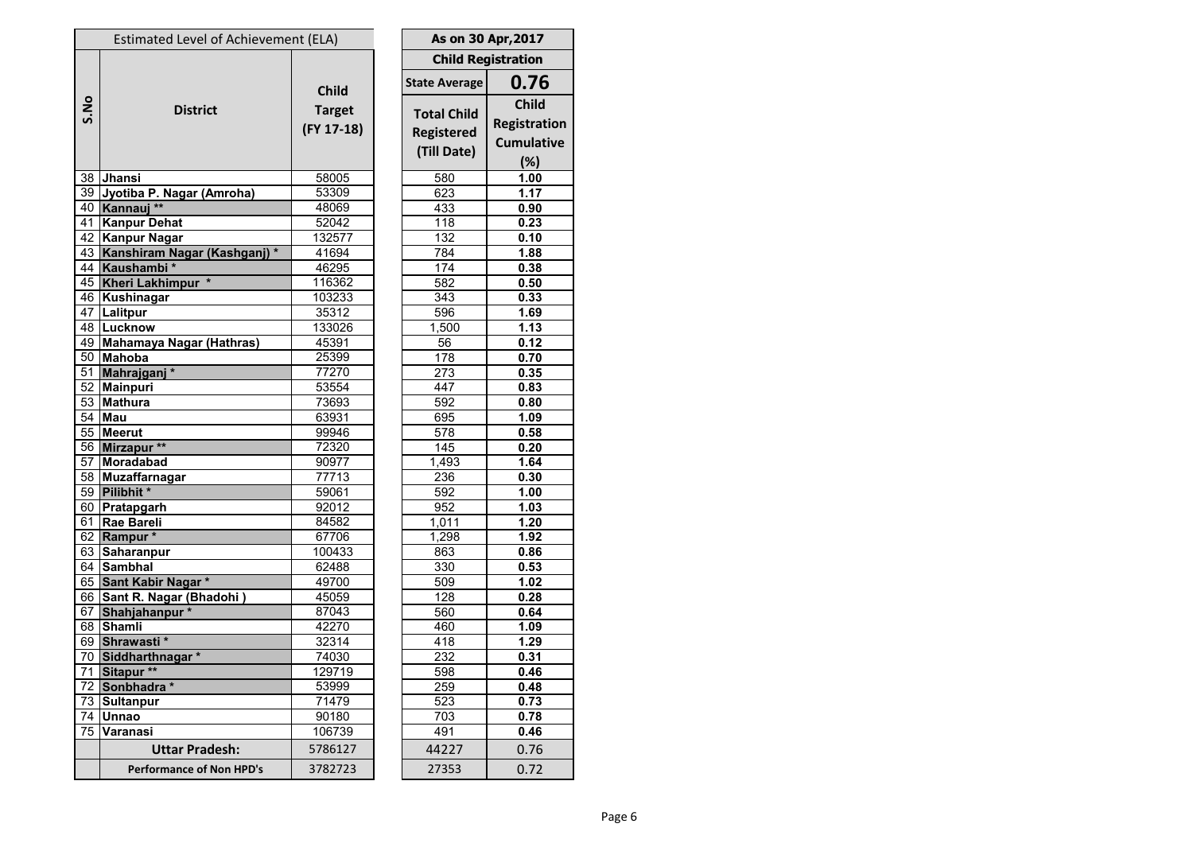| Estimated Level of Achievement (ELA) | | | As on 30 Apr,2017 | |
|---|---|---|---|---|
| | | | Child Registration | |
| | | | State Average | 0.76 |
| S.No | District | Child Target (FY 17-18) | Total Child Registered (Till Date) | Child Registration Cumulative (%) |
| 38 | **Jhansi** | 58005 | 580 | **1.00** |
| 39 | **Jyotiba P. Nagar (Amroha)** | 53309 | 623 | **1.17** |
| 40 | **Kannauj** ** | 48069 | 433 | **0.90** |
| 41 | **Kanpur Dehat** | 52042 | 118 | **0.23** |
| 42 | **Kanpur Nagar** | 132577 | 132 | **0.10** |
| 43 | **Kanshiram Nagar (Kashganj)** * | 41694 | 784 | **1.88** |
| 44 | **Kaushambi** * | 46295 | 174 | **0.38** |
| 45 | **Kheri Lakhimpur** * | 116362 | 582 | **0.50** |
| 46 | **Kushinagar** | 103233 | 343 | **0.33** |
| 47 | **Lalitpur** | 35312 | 596 | **1.69** |
| 48 | **Lucknow** | 133026 | 1,500 | **1.13** |
| 49 | **Mahamaya Nagar (Hathras)** | 45391 | 56 | **0.12** |
| 50 | **Mahoba** | 25399 | 178 | **0.70** |
| 51 | **Mahrajganj** * | 77270 | 273 | **0.35** |
| 52 | **Mainpuri** | 53554 | 447 | **0.83** |
| 53 | **Mathura** | 73693 | 592 | **0.80** |
| 54 | **Mau** | 63931 | 695 | **1.09** |
| 55 | **Meerut** | 99946 | 578 | **0.58** |
| 56 | **Mirzapur** ** | 72320 | 145 | **0.20** |
| 57 | **Moradabad** | 90977 | 1,493 | **1.64** |
| 58 | **Muzaffarnagar** | 77713 | 236 | **0.30** |
| 59 | **Pilibhit** * | 59061 | 592 | **1.00** |
| 60 | **Pratapgarh** | 92012 | 952 | **1.03** |
| 61 | **Rae Bareli** | 84582 | 1,011 | **1.20** |
| 62 | **Rampur** * | 67706 | 1,298 | **1.92** |
| 63 | **Saharanpur** | 100433 | 863 | **0.86** |
| 64 | **Sambhal** | 62488 | 330 | **0.53** |
| 65 | **Sant Kabir Nagar** * | 49700 | 509 | **1.02** |
| 66 | **Sant R. Nagar (Bhadohi )** | 45059 | 128 | **0.28** |
| 67 | **Shahjahanpur** * | 87043 | 560 | **0.64** |
| 68 | **Shamli** | 42270 | 460 | **1.09** |
| 69 | **Shrawasti** * | 32314 | 418 | **1.29** |
| 70 | **Siddharthnagar** * | 74030 | 232 | **0.31** |
| 71 | **Sitapur** ** | 129719 | 598 | **0.46** |
| 72 | **Sonbhadra** * | 53999 | 259 | **0.48** |
| 73 | **Sultanpur** | 71479 | 523 | **0.73** |
| 74 | **Unnao** | 90180 | 703 | **0.78** |
| 75 | **Varanasi** | 106739 | 491 | **0.46** |
| | **Uttar Pradesh:** | 5786127 | 44227 | 0.76 |
| | **Performance of Non HPD's** | 3782723 | 27353 | 0.72 |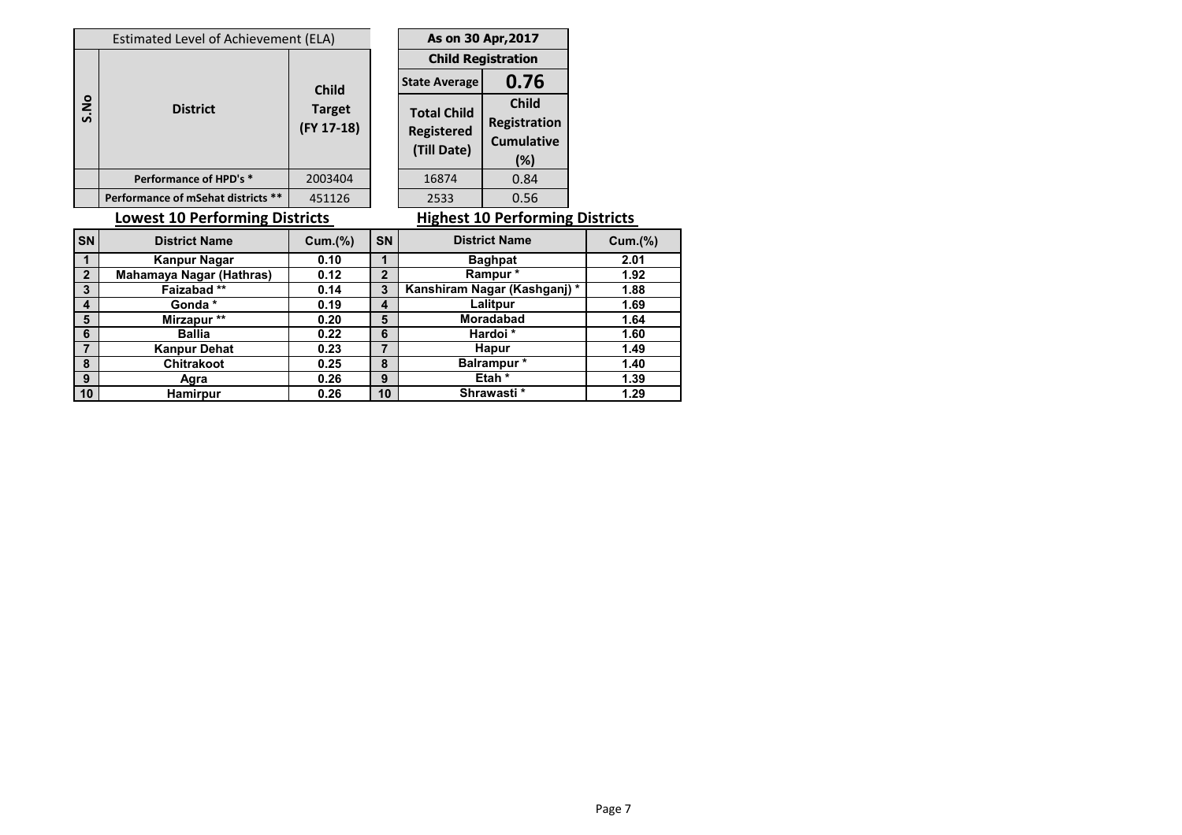| Estimated Level of Achievement (ELA) | | | As on 30 Apr,2017 | |
|---|---|---|---|---|
| | | | Child Registration | |
| S.No | District | Child Target (FY 17-18) | State Average | 0.76 |
| | | | Total Child Registered (Till Date) | Child Registration Cumulative (%) |
| | Performance of HPD's * | 2003404 | 16874 | 0.84 |
| | Performance of mSehat districts ** | 451126 | 2533 | 0.56 |

**Lowest 10 Performing Districts**

| SN | District Name | Cum.(%) |
|---|---|---|
| 1 | Kanpur Nagar | 0.10 |
| 2 | Mahamaya Nagar (Hathras) | 0.12 |
| 3 | Faizabad ** | 0.14 |
| 4 | Gonda * | 0.19 |
| 5 | Mirzapur ** | 0.20 |
| 6 | Ballia | 0.22 |
| 7 | Kanpur Dehat | 0.23 |
| 8 | Chitrakoot | 0.25 |
| 9 | Agra | 0.26 |
| 10 | Hamirpur | 0.26 |

**Highest 10 Performing Districts**

| SN | District Name | Cum.(%) |
|---|---|---|
| 1 | Baghpat | 2.01 |
| 2 | Rampur * | 1.92 |
| 3 | Kanshiram Nagar (Kashganj) * | 1.88 |
| 4 | Lalitpur | 1.69 |
| 5 | Moradabad | 1.64 |
| 6 | Hardoi * | 1.60 |
| 7 | Hapur | 1.49 |
| 8 | Balrampur * | 1.40 |
| 9 | Etah * | 1.39 |
| 10 | Shrawasti * | 1.29 |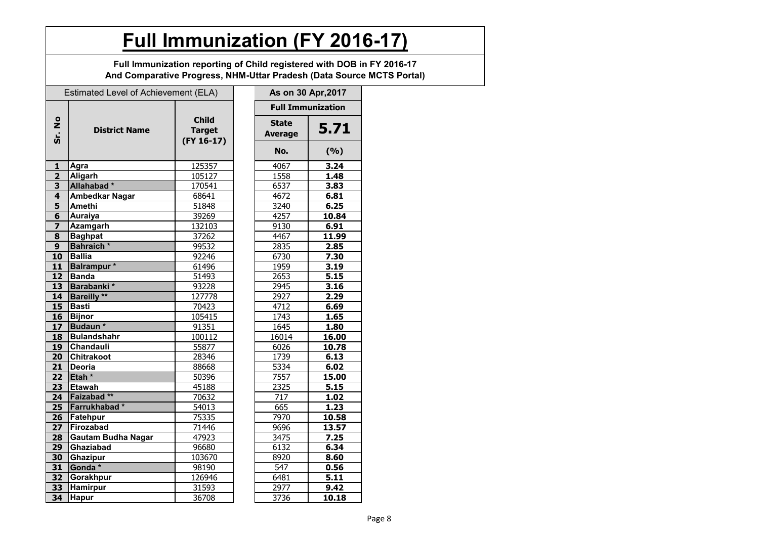# Full Immunization (FY 2016-17)

**Full Immunization reporting of Child registered with DOB in FY 2016-17**
**And Comparative Progress, NHM-Uttar Pradesh (Data Source MCTS Portal)**

| Estimated Level of Achievement (ELA) | | | As on 30 Apr,2017 | |
|---|---|---|---|---|
| | | | Full Immunization | |
| Sr. No | District Name | Child Target (FY 16-17) | State Average | 5.71 |
| | | | No. | (%) |
| 1 | Agra | 125357 | 4067 | 3.24 |
| 2 | Aligarh | 105127 | 1558 | 1.48 |
| 3 | Allahabad * | 170541 | 6537 | 3.83 |
| 4 | Ambedkar Nagar | 68641 | 4672 | 6.81 |
| 5 | Amethi | 51848 | 3240 | 6.25 |
| 6 | Auraiya | 39269 | 4257 | 10.84 |
| 7 | Azamgarh | 132103 | 9130 | 6.91 |
| 8 | Baghpat | 37262 | 4467 | 11.99 |
| 9 | Bahraich * | 99532 | 2835 | 2.85 |
| 10 | Ballia | 92246 | 6730 | 7.30 |
| 11 | Balrampur * | 61496 | 1959 | 3.19 |
| 12 | Banda | 51493 | 2653 | 5.15 |
| 13 | Barabanki * | 93228 | 2945 | 3.16 |
| 14 | Bareilly ** | 127778 | 2927 | 2.29 |
| 15 | Basti | 70423 | 4712 | 6.69 |
| 16 | Bijnor | 105415 | 1743 | 1.65 |
| 17 | Budaun * | 91351 | 1645 | 1.80 |
| 18 | Bulandshahr | 100112 | 16014 | 16.00 |
| 19 | Chandauli | 55877 | 6026 | 10.78 |
| 20 | Chitrakoot | 28346 | 1739 | 6.13 |
| 21 | Deoria | 88668 | 5334 | 6.02 |
| 22 | Etah * | 50396 | 7557 | 15.00 |
| 23 | Etawah | 45188 | 2325 | 5.15 |
| 24 | Faizabad ** | 70632 | 717 | 1.02 |
| 25 | Farrukhabad * | 54013 | 665 | 1.23 |
| 26 | Fatehpur | 75335 | 7970 | 10.58 |
| 27 | Firozabad | 71446 | 9696 | 13.57 |
| 28 | Gautam Budha Nagar | 47923 | 3475 | 7.25 |
| 29 | Ghaziabad | 96680 | 6132 | 6.34 |
| 30 | Ghazipur | 103670 | 8920 | 8.60 |
| 31 | Gonda * | 98190 | 547 | 0.56 |
| 32 | Gorakhpur | 126946 | 6481 | 5.11 |
| 33 | Hamirpur | 31593 | 2977 | 9.42 |
| 34 | Hapur | 36708 | 3736 | 10.18 |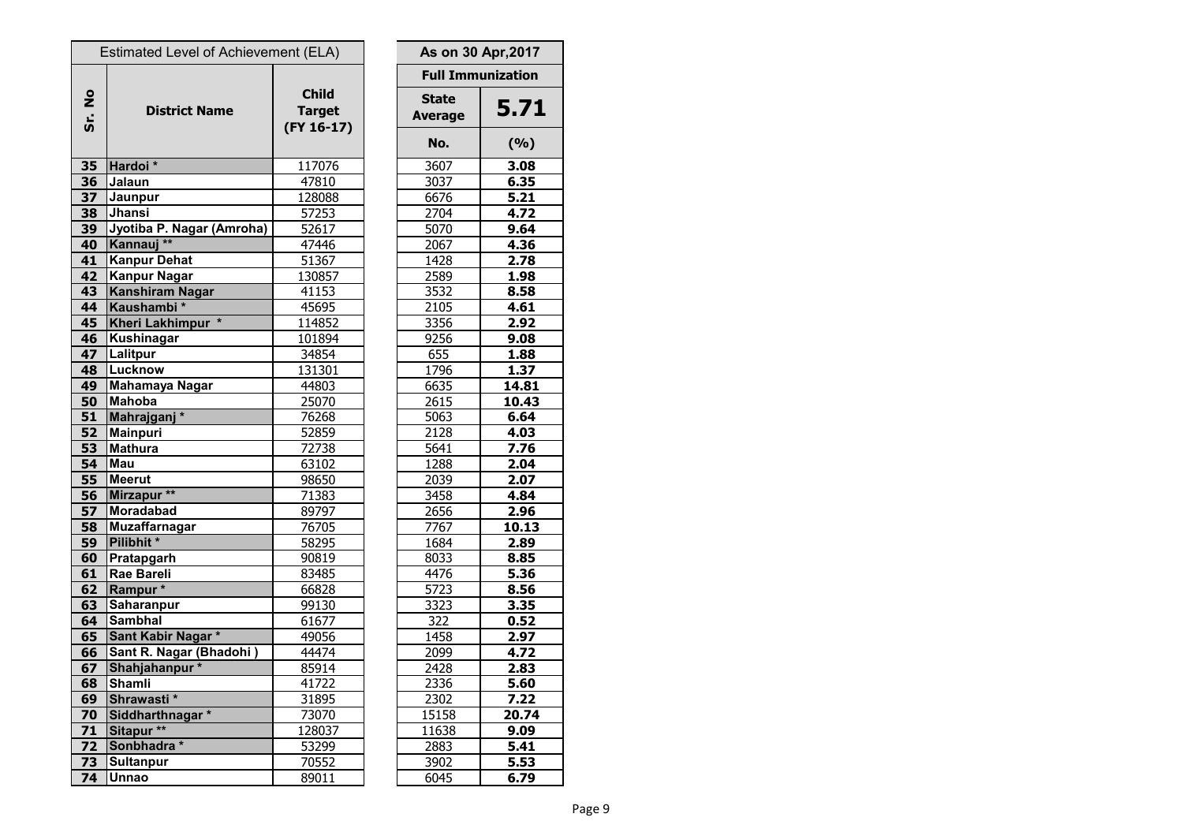| Estimated Level of Achievement (ELA) | | | As on 30 Apr,2017 | |
|---|---|---|---|---|
| | | | Full Immunization | |
| Sr. No | District Name | Child Target (FY 16-17) | State Average | 5.71 |
| | | | No. | (%) |
| 35 | Hardoi * | 117076 | 3607 | 3.08 |
| 36 | Jalaun | 47810 | 3037 | 6.35 |
| 37 | Jaunpur | 128088 | 6676 | 5.21 |
| 38 | Jhansi | 57253 | 2704 | 4.72 |
| 39 | Jyotiba P. Nagar (Amroha) | 52617 | 5070 | 9.64 |
| 40 | Kannauj ** | 47446 | 2067 | 4.36 |
| 41 | Kanpur Dehat | 51367 | 1428 | 2.78 |
| 42 | Kanpur Nagar | 130857 | 2589 | 1.98 |
| 43 | Kanshiram Nagar | 41153 | 3532 | 8.58 |
| 44 | Kaushambi * | 45695 | 2105 | 4.61 |
| 45 | Kheri Lakhimpur * | 114852 | 3356 | 2.92 |
| 46 | Kushinagar | 101894 | 9256 | 9.08 |
| 47 | Lalitpur | 34854 | 655 | 1.88 |
| 48 | Lucknow | 131301 | 1796 | 1.37 |
| 49 | Mahamaya Nagar | 44803 | 6635 | 14.81 |
| 50 | Mahoba | 25070 | 2615 | 10.43 |
| 51 | Mahrajganj * | 76268 | 5063 | 6.64 |
| 52 | Mainpuri | 52859 | 2128 | 4.03 |
| 53 | Mathura | 72738 | 5641 | 7.76 |
| 54 | Mau | 63102 | 1288 | 2.04 |
| 55 | Meerut | 98650 | 2039 | 2.07 |
| 56 | Mirzapur ** | 71383 | 3458 | 4.84 |
| 57 | Moradabad | 89797 | 2656 | 2.96 |
| 58 | Muzaffarnagar | 76705 | 7767 | 10.13 |
| 59 | Pilibhit * | 58295 | 1684 | 2.89 |
| 60 | Pratapgarh | 90819 | 8033 | 8.85 |
| 61 | Rae Bareli | 83485 | 4476 | 5.36 |
| 62 | Rampur * | 66828 | 5723 | 8.56 |
| 63 | Saharanpur | 99130 | 3323 | 3.35 |
| 64 | Sambhal | 61677 | 322 | 0.52 |
| 65 | Sant Kabir Nagar * | 49056 | 1458 | 2.97 |
| 66 | Sant R. Nagar (Bhadohi ) | 44474 | 2099 | 4.72 |
| 67 | Shahjahanpur * | 85914 | 2428 | 2.83 |
| 68 | Shamli | 41722 | 2336 | 5.60 |
| 69 | Shrawasti * | 31895 | 2302 | 7.22 |
| 70 | Siddharthnagar * | 73070 | 15158 | 20.74 |
| 71 | Sitapur ** | 128037 | 11638 | 9.09 |
| 72 | Sonbhadra * | 53299 | 2883 | 5.41 |
| 73 | Sultanpur | 70552 | 3902 | 5.53 |
| 74 | Unnao | 89011 | 6045 | 6.79 |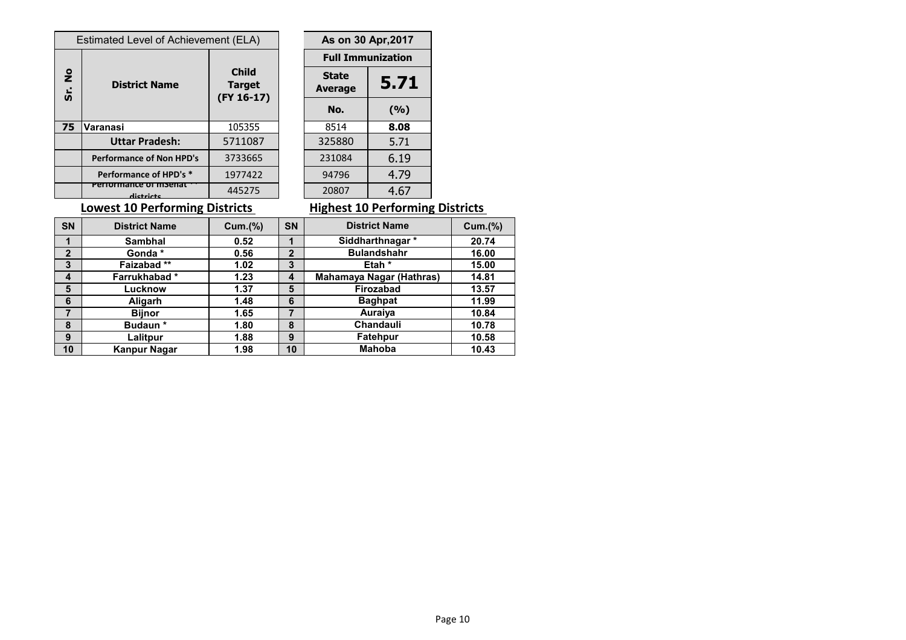| Estimated Level of Achievement (ELA) | | | As on 30 Apr,2017 | |
|---|---|---|---|---|
| | | | Full Immunization | |
| Sr. No | District Name | Child Target (FY 16-17) | State Average | 5.71 |
| | | | No. | (%) |
| 75 | Varanasi | 105355 | 8514 | **8.08** |
| | **Uttar Pradesh:** | 5711087 | 325880 | 5.71 |
| | **Performance of Non HPD's** | 3733665 | 231084 | 6.19 |
| | **Performance of HPD's *** | 1977422 | 94796 | 4.79 |
| | **Performance of misehat ** districts** | 445275 | 20807 | 4.67 |

## Lowest 10 Performing Districts

| SN | District Name | Cum.(%) |
|---|---|---|
| 1 | Sambhal | 0.52 |
| 2 | Gonda * | 0.56 |
| 3 | Faizabad ** | 1.02 |
| 4 | Farrukhabad * | 1.23 |
| 5 | Lucknow | 1.37 |
| 6 | Aligarh | 1.48 |
| 7 | Bijnor | 1.65 |
| 8 | Budaun * | 1.80 |
| 9 | Lalitpur | 1.88 |
| 10 | Kanpur Nagar | 1.98 |

## Highest 10 Performing Districts

| SN | District Name | Cum.(%) |
|---|---|---|
| 1 | Siddharthnagar * | 20.74 |
| 2 | Bulandshahr | 16.00 |
| 3 | Etah * | 15.00 |
| 4 | Mahamaya Nagar (Hathras) | 14.81 |
| 5 | Firozabad | 13.57 |
| 6 | Baghpat | 11.99 |
| 7 | Auraiya | 10.84 |
| 8 | Chandauli | 10.78 |
| 9 | Fatehpur | 10.58 |
| 10 | Mahoba | 10.43 |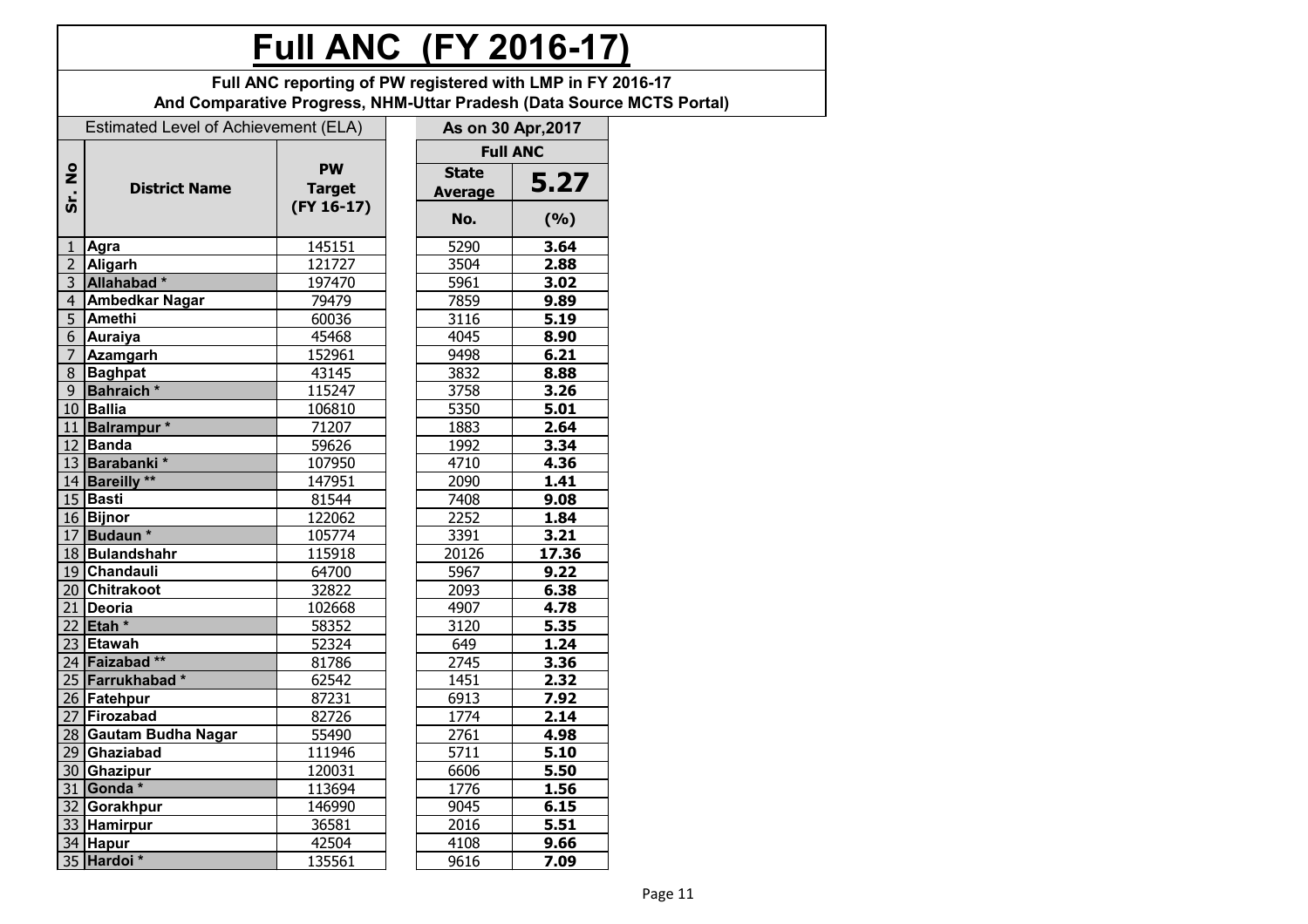# Full ANC (FY 2016-17)

**Full ANC reporting of PW registered with LMP in FY 2016-17**
**And Comparative Progress, NHM-Uttar Pradesh (Data Source MCTS Portal)**

| Estimated Level of Achievement (ELA) | | | As on 30 Apr,2017 | |
|---|---|---|---|---|
| | | | Full ANC | |
| Sr. No | District Name | PW Target (FY 16-17) | State Average | 5.27 |
| | | | No. | (%) |
| 1 | Agra | 145151 | 5290 | 3.64 |
| 2 | Aligarh | 121727 | 3504 | 2.88 |
| 3 | Allahabad * | 197470 | 5961 | 3.02 |
| 4 | Ambedkar Nagar | 79479 | 7859 | 9.89 |
| 5 | Amethi | 60036 | 3116 | 5.19 |
| 6 | Auraiya | 45468 | 4045 | 8.90 |
| 7 | Azamgarh | 152961 | 9498 | 6.21 |
| 8 | Baghpat | 43145 | 3832 | 8.88 |
| 9 | Bahraich * | 115247 | 3758 | 3.26 |
| 10 | Ballia | 106810 | 5350 | 5.01 |
| 11 | Balrampur * | 71207 | 1883 | 2.64 |
| 12 | Banda | 59626 | 1992 | 3.34 |
| 13 | Barabanki * | 107950 | 4710 | 4.36 |
| 14 | Bareilly ** | 147951 | 2090 | 1.41 |
| 15 | Basti | 81544 | 7408 | 9.08 |
| 16 | Bijnor | 122062 | 2252 | 1.84 |
| 17 | Budaun * | 105774 | 3391 | 3.21 |
| 18 | Bulandshahr | 115918 | 20126 | 17.36 |
| 19 | Chandauli | 64700 | 5967 | 9.22 |
| 20 | Chitrakoot | 32822 | 2093 | 6.38 |
| 21 | Deoria | 102668 | 4907 | 4.78 |
| 22 | Etah * | 58352 | 3120 | 5.35 |
| 23 | Etawah | 52324 | 649 | 1.24 |
| 24 | Faizabad ** | 81786 | 2745 | 3.36 |
| 25 | Farrukhabad * | 62542 | 1451 | 2.32 |
| 26 | Fatehpur | 87231 | 6913 | 7.92 |
| 27 | Firozabad | 82726 | 1774 | 2.14 |
| 28 | Gautam Budha Nagar | 55490 | 2761 | 4.98 |
| 29 | Ghaziabad | 111946 | 5711 | 5.10 |
| 30 | Ghazipur | 120031 | 6606 | 5.50 |
| 31 | Gonda * | 113694 | 1776 | 1.56 |
| 32 | Gorakhpur | 146990 | 9045 | 6.15 |
| 33 | Hamirpur | 36581 | 2016 | 5.51 |
| 34 | Hapur | 42504 | 4108 | 9.66 |
| 35 | Hardoi * | 135561 | 9616 | 7.09 |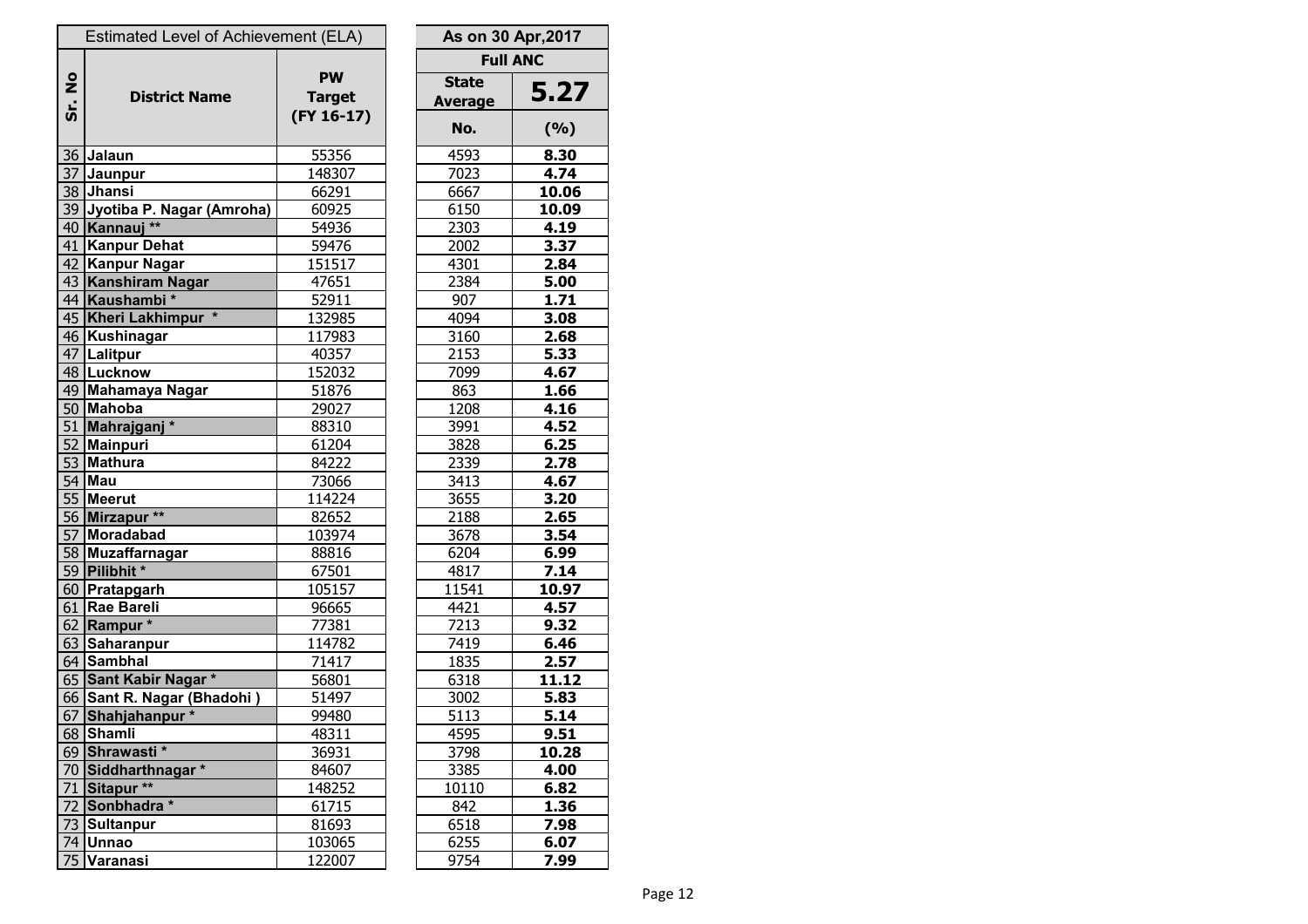| Estimated Level of Achievement (ELA) | | | As on 30 Apr,2017 | |
|---|---|---|---|---|
| | | | Full ANC | |
| Sr. No | District Name | PW Target (FY 16-17) | State Average | 5.27 |
| | | | No. | (%) |
| 36 | Jalaun | 55356 | 4593 | **8.30** |
| 37 | Jaunpur | 148307 | 7023 | **4.74** |
| 38 | Jhansi | 66291 | 6667 | **10.06** |
| 39 | Jyotiba P. Nagar (Amroha) | 60925 | 6150 | **10.09** |
| 40 | Kannauj ** | 54936 | 2303 | **4.19** |
| 41 | Kanpur Dehat | 59476 | 2002 | **3.37** |
| 42 | Kanpur Nagar | 151517 | 4301 | **2.84** |
| 43 | Kanshiram Nagar | 47651 | 2384 | **5.00** |
| 44 | Kaushambi * | 52911 | 907 | **1.71** |
| 45 | Kheri Lakhimpur * | 132985 | 4094 | **3.08** |
| 46 | Kushinagar | 117983 | 3160 | **2.68** |
| 47 | Lalitpur | 40357 | 2153 | **5.33** |
| 48 | Lucknow | 152032 | 7099 | **4.67** |
| 49 | Mahamaya Nagar | 51876 | 863 | **1.66** |
| 50 | Mahoba | 29027 | 1208 | **4.16** |
| 51 | Mahrajganj * | 88310 | 3991 | **4.52** |
| 52 | Mainpuri | 61204 | 3828 | **6.25** |
| 53 | Mathura | 84222 | 2339 | **2.78** |
| 54 | Mau | 73066 | 3413 | **4.67** |
| 55 | Meerut | 114224 | 3655 | **3.20** |
| 56 | Mirzapur ** | 82652 | 2188 | **2.65** |
| 57 | Moradabad | 103974 | 3678 | **3.54** |
| 58 | Muzaffarnagar | 88816 | 6204 | **6.99** |
| 59 | Pilibhit * | 67501 | 4817 | **7.14** |
| 60 | Pratapgarh | 105157 | 11541 | **10.97** |
| 61 | Rae Bareli | 96665 | 4421 | **4.57** |
| 62 | Rampur * | 77381 | 7213 | **9.32** |
| 63 | Saharanpur | 114782 | 7419 | **6.46** |
| 64 | Sambhal | 71417 | 1835 | **2.57** |
| 65 | Sant Kabir Nagar * | 56801 | 6318 | **11.12** |
| 66 | Sant R. Nagar (Bhadohi ) | 51497 | 3002 | **5.83** |
| 67 | Shahjahanpur * | 99480 | 5113 | **5.14** |
| 68 | Shamli | 48311 | 4595 | **9.51** |
| 69 | Shrawasti * | 36931 | 3798 | **10.28** |
| 70 | Siddharthnagar * | 84607 | 3385 | **4.00** |
| 71 | Sitapur ** | 148252 | 10110 | **6.82** |
| 72 | Sonbhadra * | 61715 | 842 | **1.36** |
| 73 | Sultanpur | 81693 | 6518 | **7.98** |
| 74 | Unnao | 103065 | 6255 | **6.07** |
| 75 | Varanasi | 122007 | 9754 | **7.99** |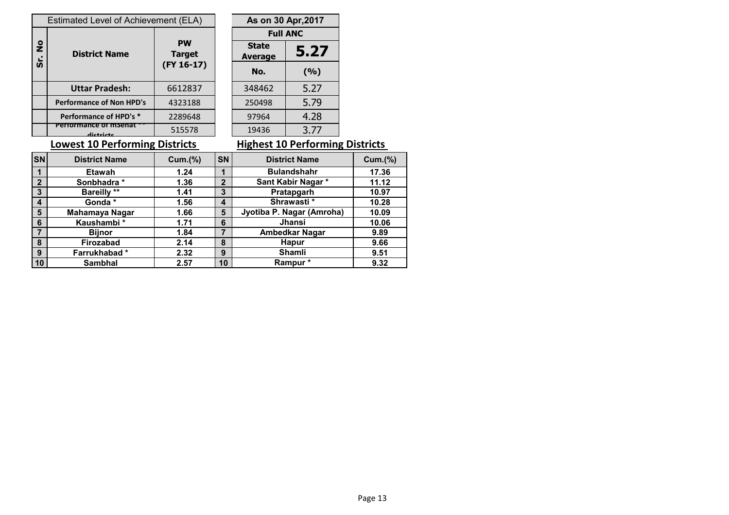| Sr. No | District Name | PW Target (FY 16-17) | As on 30 Apr,2017 | |
|---|---|---|---|---|
| | | | Full ANC | |
| | | | State Average | 5.27 |
| | | | No. | (%) |
| | Uttar Pradesh: | 6612837 | 348462 | 5.27 |
| | Performance of Non HPD's | 4323188 | 250498 | 5.79 |
| | Performance of HPD's * | 2289648 | 97964 | 4.28 |
| | Performance of mSehat ** districts | 515578 | 19436 | 3.77 |

Estimated Level of Achievement (ELA)

## Lowest 10 Performing Districts

| SN | District Name | Cum.(%) |
|---|---|---|
| 1 | Etawah | 1.24 |
| 2 | Sonbhadra * | 1.36 |
| 3 | Bareilly ** | 1.41 |
| 4 | Gonda * | 1.56 |
| 5 | Mahamaya Nagar | 1.66 |
| 6 | Kaushambi * | 1.71 |
| 7 | Bijnor | 1.84 |
| 8 | Firozabad | 2.14 |
| 9 | Farrukhabad * | 2.32 |
| 10 | Sambhal | 2.57 |

## Highest 10 Performing Districts

| SN | District Name | Cum.(%) |
|---|---|---|
| 1 | Bulandshahr | 17.36 |
| 2 | Sant Kabir Nagar * | 11.12 |
| 3 | Pratapgarh | 10.97 |
| 4 | Shrawasti * | 10.28 |
| 5 | Jyotiba P. Nagar (Amroha) | 10.09 |
| 6 | Jhansi | 10.06 |
| 7 | Ambedkar Nagar | 9.89 |
| 8 | Hapur | 9.66 |
| 9 | Shamli | 9.51 |
| 10 | Rampur * | 9.32 |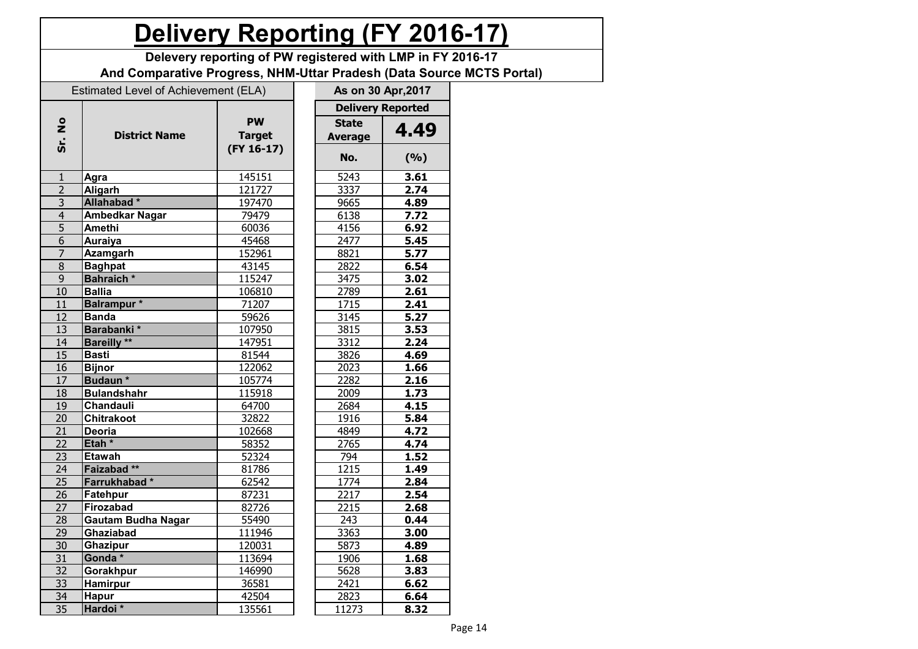# Delivery Reporting (FY 2016-17)

**Delevery reporting of PW registered with LMP in FY 2016-17**
**And Comparative Progress, NHM-Uttar Pradesh (Data Source MCTS Portal)**

| Estimated Level of Achievement (ELA) | | | As on 30 Apr,2017 | |
|---|---|---|---|---|
| | | | Delivery Reported | |
| Sr. No | District Name | PW Target (FY 16-17) | State Average | 4.49 |
| | | | No. | (%) |
| 1 | Agra | 145151 | 5243 | 3.61 |
| 2 | Aligarh | 121727 | 3337 | 2.74 |
| 3 | Allahabad * | 197470 | 9665 | 4.89 |
| 4 | Ambedkar Nagar | 79479 | 6138 | 7.72 |
| 5 | Amethi | 60036 | 4156 | 6.92 |
| 6 | Auraiya | 45468 | 2477 | 5.45 |
| 7 | Azamgarh | 152961 | 8821 | 5.77 |
| 8 | Baghpat | 43145 | 2822 | 6.54 |
| 9 | Bahraich * | 115247 | 3475 | 3.02 |
| 10 | Ballia | 106810 | 2789 | 2.61 |
| 11 | Balrampur * | 71207 | 1715 | 2.41 |
| 12 | Banda | 59626 | 3145 | 5.27 |
| 13 | Barabanki * | 107950 | 3815 | 3.53 |
| 14 | Bareilly ** | 147951 | 3312 | 2.24 |
| 15 | Basti | 81544 | 3826 | 4.69 |
| 16 | Bijnor | 122062 | 2023 | 1.66 |
| 17 | Budaun * | 105774 | 2282 | 2.16 |
| 18 | Bulandshahr | 115918 | 2009 | 1.73 |
| 19 | Chandauli | 64700 | 2684 | 4.15 |
| 20 | Chitrakoot | 32822 | 1916 | 5.84 |
| 21 | Deoria | 102668 | 4849 | 4.72 |
| 22 | Etah * | 58352 | 2765 | 4.74 |
| 23 | Etawah | 52324 | 794 | 1.52 |
| 24 | Faizabad ** | 81786 | 1215 | 1.49 |
| 25 | Farrukhabad * | 62542 | 1774 | 2.84 |
| 26 | Fatehpur | 87231 | 2217 | 2.54 |
| 27 | Firozabad | 82726 | 2215 | 2.68 |
| 28 | Gautam Budha Nagar | 55490 | 243 | 0.44 |
| 29 | Ghaziabad | 111946 | 3363 | 3.00 |
| 30 | Ghazipur | 120031 | 5873 | 4.89 |
| 31 | Gonda * | 113694 | 1906 | 1.68 |
| 32 | Gorakhpur | 146990 | 5628 | 3.83 |
| 33 | Hamirpur | 36581 | 2421 | 6.62 |
| 34 | Hapur | 42504 | 2823 | 6.64 |
| 35 | Hardoi * | 135561 | 11273 | 8.32 |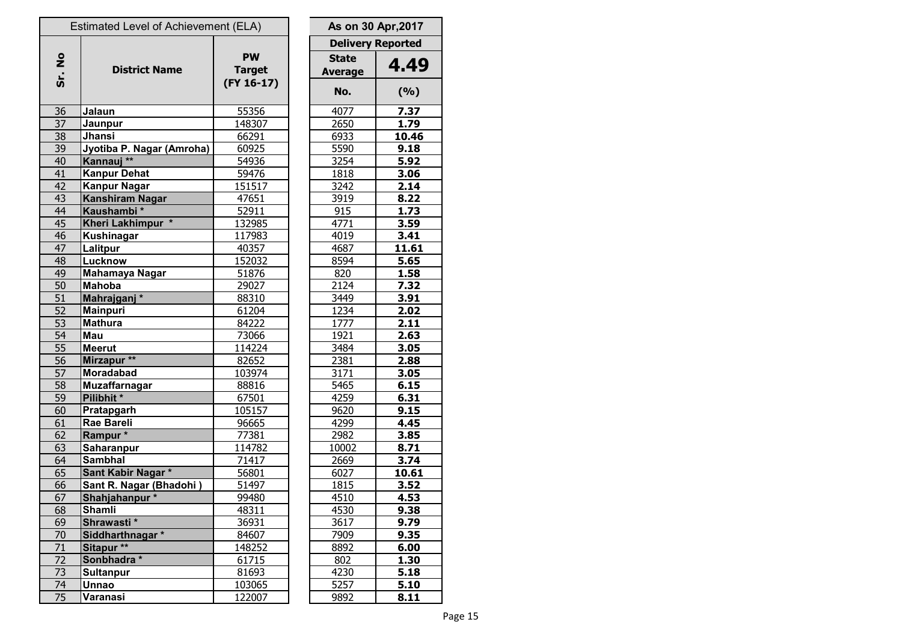| Estimated Level of Achievement (ELA) | | | As on 30 Apr,2017 | |
|---|---|---|---|---|
| | | | Delivery Reported | |
| Sr. No | District Name | PW Target (FY 16-17) | State Average | 4.49 |
| | | | No. | (%) |
| 36 | Jalaun | 55356 | 4077 | 7.37 |
| 37 | Jaunpur | 148307 | 2650 | 1.79 |
| 38 | Jhansi | 66291 | 6933 | 10.46 |
| 39 | Jyotiba P. Nagar (Amroha) | 60925 | 5590 | 9.18 |
| 40 | Kannauj ** | 54936 | 3254 | 5.92 |
| 41 | Kanpur Dehat | 59476 | 1818 | 3.06 |
| 42 | Kanpur Nagar | 151517 | 3242 | 2.14 |
| 43 | Kanshiram Nagar | 47651 | 3919 | 8.22 |
| 44 | Kaushambi * | 52911 | 915 | 1.73 |
| 45 | Kheri Lakhimpur * | 132985 | 4771 | 3.59 |
| 46 | Kushinagar | 117983 | 4019 | 3.41 |
| 47 | Lalitpur | 40357 | 4687 | 11.61 |
| 48 | Lucknow | 152032 | 8594 | 5.65 |
| 49 | Mahamaya Nagar | 51876 | 820 | 1.58 |
| 50 | Mahoba | 29027 | 2124 | 7.32 |
| 51 | Mahrajganj * | 88310 | 3449 | 3.91 |
| 52 | Mainpuri | 61204 | 1234 | 2.02 |
| 53 | Mathura | 84222 | 1777 | 2.11 |
| 54 | Mau | 73066 | 1921 | 2.63 |
| 55 | Meerut | 114224 | 3484 | 3.05 |
| 56 | Mirzapur ** | 82652 | 2381 | 2.88 |
| 57 | Moradabad | 103974 | 3171 | 3.05 |
| 58 | Muzaffarnagar | 88816 | 5465 | 6.15 |
| 59 | Pilibhit * | 67501 | 4259 | 6.31 |
| 60 | Pratapgarh | 105157 | 9620 | 9.15 |
| 61 | Rae Bareli | 96665 | 4299 | 4.45 |
| 62 | Rampur * | 77381 | 2982 | 3.85 |
| 63 | Saharanpur | 114782 | 10002 | 8.71 |
| 64 | Sambhal | 71417 | 2669 | 3.74 |
| 65 | Sant Kabir Nagar * | 56801 | 6027 | 10.61 |
| 66 | Sant R. Nagar (Bhadohi ) | 51497 | 1815 | 3.52 |
| 67 | Shahjahanpur * | 99480 | 4510 | 4.53 |
| 68 | Shamli | 48311 | 4530 | 9.38 |
| 69 | Shrawasti * | 36931 | 3617 | 9.79 |
| 70 | Siddharthnagar * | 84607 | 7909 | 9.35 |
| 71 | Sitapur ** | 148252 | 8892 | 6.00 |
| 72 | Sonbhadra * | 61715 | 802 | 1.30 |
| 73 | Sultanpur | 81693 | 4230 | 5.18 |
| 74 | Unnao | 103065 | 5257 | 5.10 |
| 75 | Varanasi | 122007 | 9892 | 8.11 |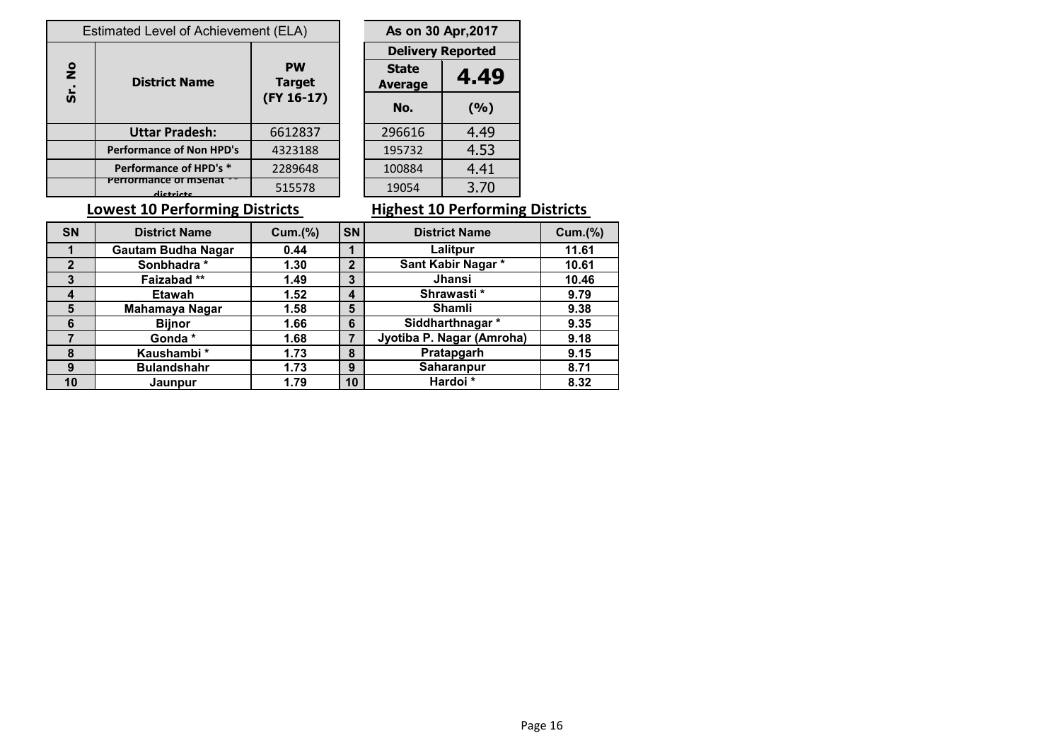| Estimated Level of Achievement (ELA) | | | As on 30 Apr,2017 | |
|---|---|---|---|---|
| | | | Delivery Reported | |
| Sr. No | District Name | PW Target (FY 16-17) | State Average | 4.49 |
| | | | No. | (%) |
| | Uttar Pradesh: | 6612837 | 296616 | 4.49 |
| | Performance of Non HPD's | 4323188 | 195732 | 4.53 |
| | Performance of HPD's * | 2289648 | 100884 | 4.41 |
| | Performance of mSehat ** districts | 515578 | 19054 | 3.70 |

## Lowest 10 Performing Districts

| SN | District Name | Cum.(%) |
|---|---|---|
| 1 | Gautam Budha Nagar | 0.44 |
| 2 | Sonbhadra * | 1.30 |
| 3 | Faizabad ** | 1.49 |
| 4 | Etawah | 1.52 |
| 5 | Mahamaya Nagar | 1.58 |
| 6 | Bijnor | 1.66 |
| 7 | Gonda * | 1.68 |
| 8 | Kaushambi * | 1.73 |
| 9 | Bulandshahr | 1.73 |
| 10 | Jaunpur | 1.79 |

## Highest 10 Performing Districts

| SN | District Name | Cum.(%) |
|---|---|---|
| 1 | Lalitpur | 11.61 |
| 2 | Sant Kabir Nagar * | 10.61 |
| 3 | Jhansi | 10.46 |
| 4 | Shrawasti * | 9.79 |
| 5 | Shamli | 9.38 |
| 6 | Siddharthnagar * | 9.35 |
| 7 | Jyotiba P. Nagar (Amroha) | 9.18 |
| 8 | Pratapgarh | 9.15 |
| 9 | Saharanpur | 8.71 |
| 10 | Hardoi * | 8.32 |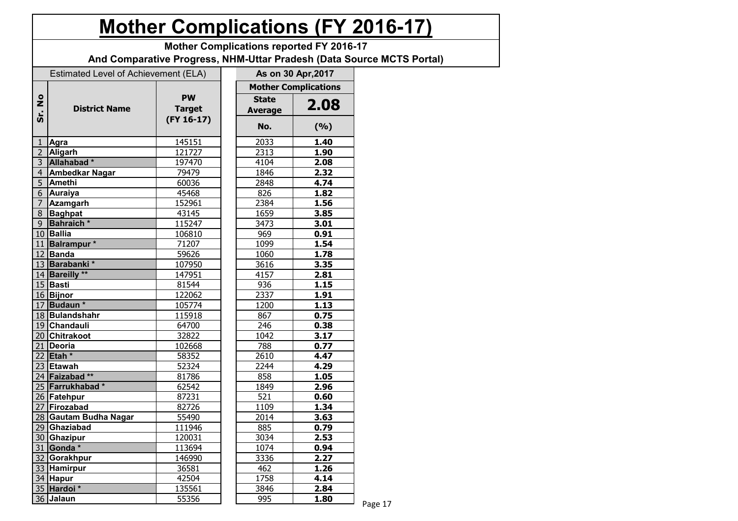# Mother Complications (FY 2016-17)

**Mother Complications reported FY 2016-17**
**And Comparative Progress, NHM-Uttar Pradesh (Data Source MCTS Portal)**

| Estimated Level of Achievement (ELA) | | | As on 30 Apr,2017 | |
|---|---|---|---|---|
| | | | Mother Complications | |
| Sr. No | District Name | PW Target (FY 16-17) | State Average | 2.08 |
| | | | No. | (%) |
| 1 | Agra | 145151 | 2033 | 1.40 |
| 2 | Aligarh | 121727 | 2313 | 1.90 |
| 3 | Allahabad * | 197470 | 4104 | 2.08 |
| 4 | Ambedkar Nagar | 79479 | 1846 | 2.32 |
| 5 | Amethi | 60036 | 2848 | 4.74 |
| 6 | Auraiya | 45468 | 826 | 1.82 |
| 7 | Azamgarh | 152961 | 2384 | 1.56 |
| 8 | Baghpat | 43145 | 1659 | 3.85 |
| 9 | Bahraich * | 115247 | 3473 | 3.01 |
| 10 | Ballia | 106810 | 969 | 0.91 |
| 11 | Balrampur * | 71207 | 1099 | 1.54 |
| 12 | Banda | 59626 | 1060 | 1.78 |
| 13 | Barabanki * | 107950 | 3616 | 3.35 |
| 14 | Bareilly ** | 147951 | 4157 | 2.81 |
| 15 | Basti | 81544 | 936 | 1.15 |
| 16 | Bijnor | 122062 | 2337 | 1.91 |
| 17 | Budaun * | 105774 | 1200 | 1.13 |
| 18 | Bulandshahr | 115918 | 867 | 0.75 |
| 19 | Chandauli | 64700 | 246 | 0.38 |
| 20 | Chitrakoot | 32822 | 1042 | 3.17 |
| 21 | Deoria | 102668 | 788 | 0.77 |
| 22 | Etah * | 58352 | 2610 | 4.47 |
| 23 | Etawah | 52324 | 2244 | 4.29 |
| 24 | Faizabad ** | 81786 | 858 | 1.05 |
| 25 | Farrukhabad * | 62542 | 1849 | 2.96 |
| 26 | Fatehpur | 87231 | 521 | 0.60 |
| 27 | Firozabad | 82726 | 1109 | 1.34 |
| 28 | Gautam Budha Nagar | 55490 | 2014 | 3.63 |
| 29 | Ghaziabad | 111946 | 885 | 0.79 |
| 30 | Ghazipur | 120031 | 3034 | 2.53 |
| 31 | Gonda * | 113694 | 1074 | 0.94 |
| 32 | Gorakhpur | 146990 | 3336 | 2.27 |
| 33 | Hamirpur | 36581 | 462 | 1.26 |
| 34 | Hapur | 42504 | 1758 | 4.14 |
| 35 | Hardoi * | 135561 | 3846 | 2.84 |
| 36 | Jalaun | 55356 | 995 | 1.80 |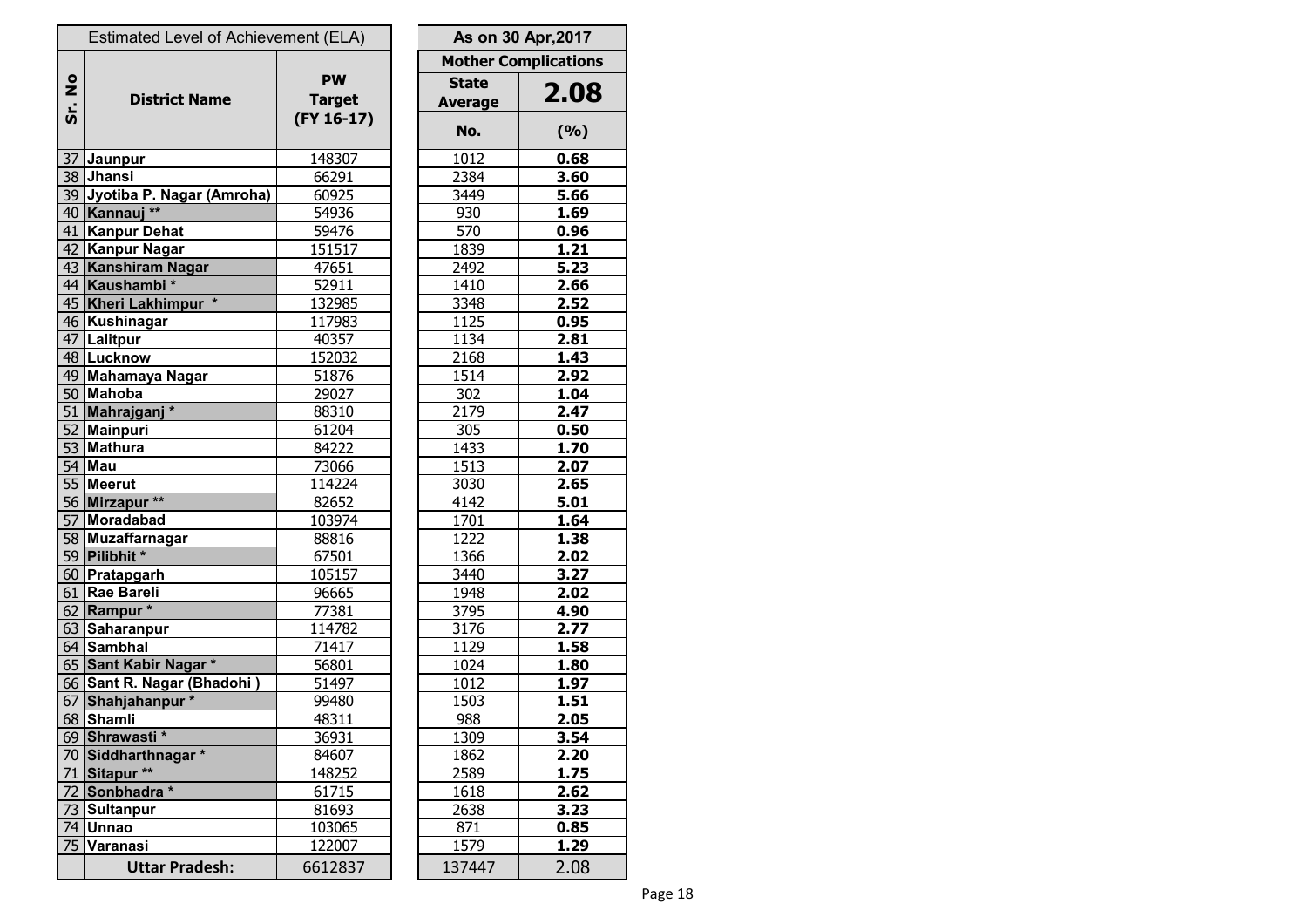| Estimated Level of Achievement (ELA) | | | As on 30 Apr,2017 | |
|---|---|---|---|---|
| | | | Mother Complications | |
| Sr. No | District Name | PW Target (FY 16-17) | State Average | 2.08 |
| | | | No. | (%) |
| 37 | Jaunpur | 148307 | 1012 | 0.68 |
| 38 | Jhansi | 66291 | 2384 | 3.60 |
| 39 | Jyotiba P. Nagar (Amroha) | 60925 | 3449 | 5.66 |
| 40 | Kannauj ** | 54936 | 930 | 1.69 |
| 41 | Kanpur Dehat | 59476 | 570 | 0.96 |
| 42 | Kanpur Nagar | 151517 | 1839 | 1.21 |
| 43 | Kanshiram Nagar | 47651 | 2492 | 5.23 |
| 44 | Kaushambi * | 52911 | 1410 | 2.66 |
| 45 | Kheri Lakhimpur * | 132985 | 3348 | 2.52 |
| 46 | Kushinagar | 117983 | 1125 | 0.95 |
| 47 | Lalitpur | 40357 | 1134 | 2.81 |
| 48 | Lucknow | 152032 | 2168 | 1.43 |
| 49 | Mahamaya Nagar | 51876 | 1514 | 2.92 |
| 50 | Mahoba | 29027 | 302 | 1.04 |
| 51 | Mahrajganj * | 88310 | 2179 | 2.47 |
| 52 | Mainpuri | 61204 | 305 | 0.50 |
| 53 | Mathura | 84222 | 1433 | 1.70 |
| 54 | Mau | 73066 | 1513 | 2.07 |
| 55 | Meerut | 114224 | 3030 | 2.65 |
| 56 | Mirzapur ** | 82652 | 4142 | 5.01 |
| 57 | Moradabad | 103974 | 1701 | 1.64 |
| 58 | Muzaffarnagar | 88816 | 1222 | 1.38 |
| 59 | Pilibhit * | 67501 | 1366 | 2.02 |
| 60 | Pratapgarh | 105157 | 3440 | 3.27 |
| 61 | Rae Bareli | 96665 | 1948 | 2.02 |
| 62 | Rampur * | 77381 | 3795 | 4.90 |
| 63 | Saharanpur | 114782 | 3176 | 2.77 |
| 64 | Sambhal | 71417 | 1129 | 1.58 |
| 65 | Sant Kabir Nagar * | 56801 | 1024 | 1.80 |
| 66 | Sant R. Nagar (Bhadohi ) | 51497 | 1012 | 1.97 |
| 67 | Shahjahanpur * | 99480 | 1503 | 1.51 |
| 68 | Shamli | 48311 | 988 | 2.05 |
| 69 | Shrawasti * | 36931 | 1309 | 3.54 |
| 70 | Siddharthnagar * | 84607 | 1862 | 2.20 |
| 71 | Sitapur ** | 148252 | 2589 | 1.75 |
| 72 | Sonbhadra * | 61715 | 1618 | 2.62 |
| 73 | Sultanpur | 81693 | 2638 | 3.23 |
| 74 | Unnao | 103065 | 871 | 0.85 |
| 75 | Varanasi | 122007 | 1579 | 1.29 |
| | Uttar Pradesh: | 6612837 | 137447 | 2.08 |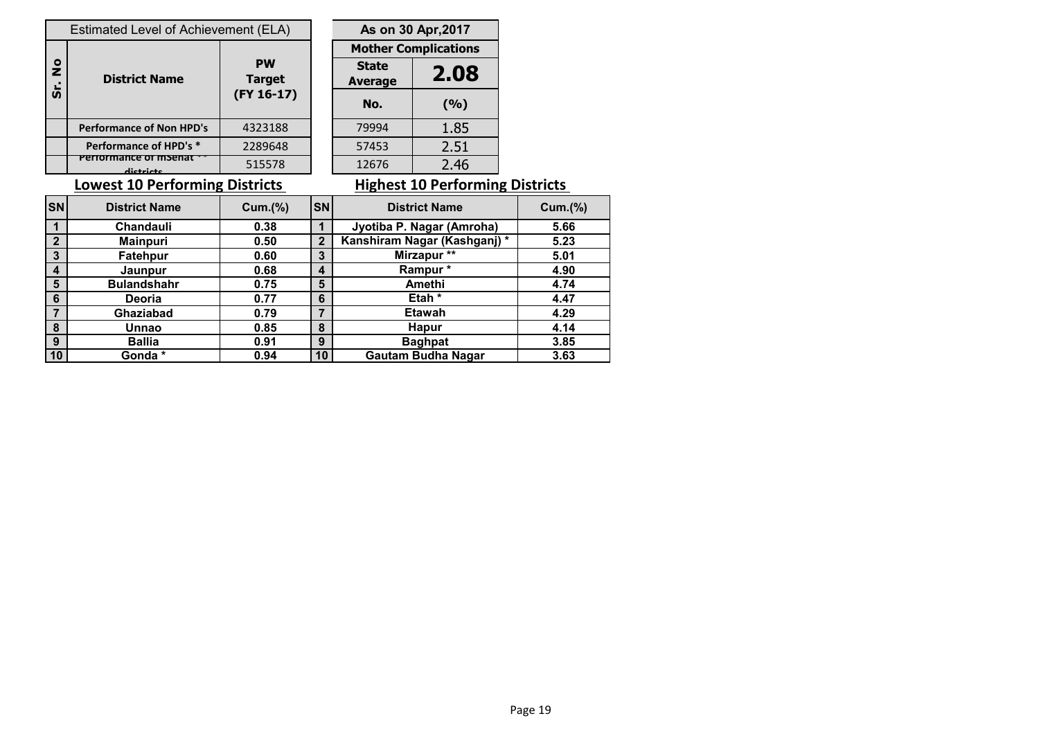| Estimated Level of Achievement (ELA) | | | As on 30 Apr,2017 | |
|---|---|---|---|---|
| | | | Mother Complications | |
| Sr. No | District Name | PW Target (FY 16-17) | State Average | 2.08 |
| | | | No. | (%) |
| | Performance of Non HPD's | 4323188 | 79994 | 1.85 |
| | Performance of HPD's * | 2289648 | 57453 | 2.51 |
| | Performance of mSehat ** districts | 515578 | 12676 | 2.46 |

## Lowest 10 Performing Districts

| SN | District Name | Cum.(%) |
|---|---|---|
| 1 | Chandauli | 0.38 |
| 2 | Mainpuri | 0.50 |
| 3 | Fatehpur | 0.60 |
| 4 | Jaunpur | 0.68 |
| 5 | Bulandshahr | 0.75 |
| 6 | Deoria | 0.77 |
| 7 | Ghaziabad | 0.79 |
| 8 | Unnao | 0.85 |
| 9 | Ballia | 0.91 |
| 10 | Gonda * | 0.94 |

## Highest 10 Performing Districts

| SN | District Name | Cum.(%) |
|---|---|---|
| 1 | Jyotiba P. Nagar (Amroha) | 5.66 |
| 2 | Kanshiram Nagar (Kashganj) * | 5.23 |
| 3 | Mirzapur ** | 5.01 |
| 4 | Rampur * | 4.90 |
| 5 | Amethi | 4.74 |
| 6 | Etah * | 4.47 |
| 7 | Etawah | 4.29 |
| 8 | Hapur | 4.14 |
| 9 | Baghpat | 3.85 |
| 10 | Gautam Budha Nagar | 3.63 |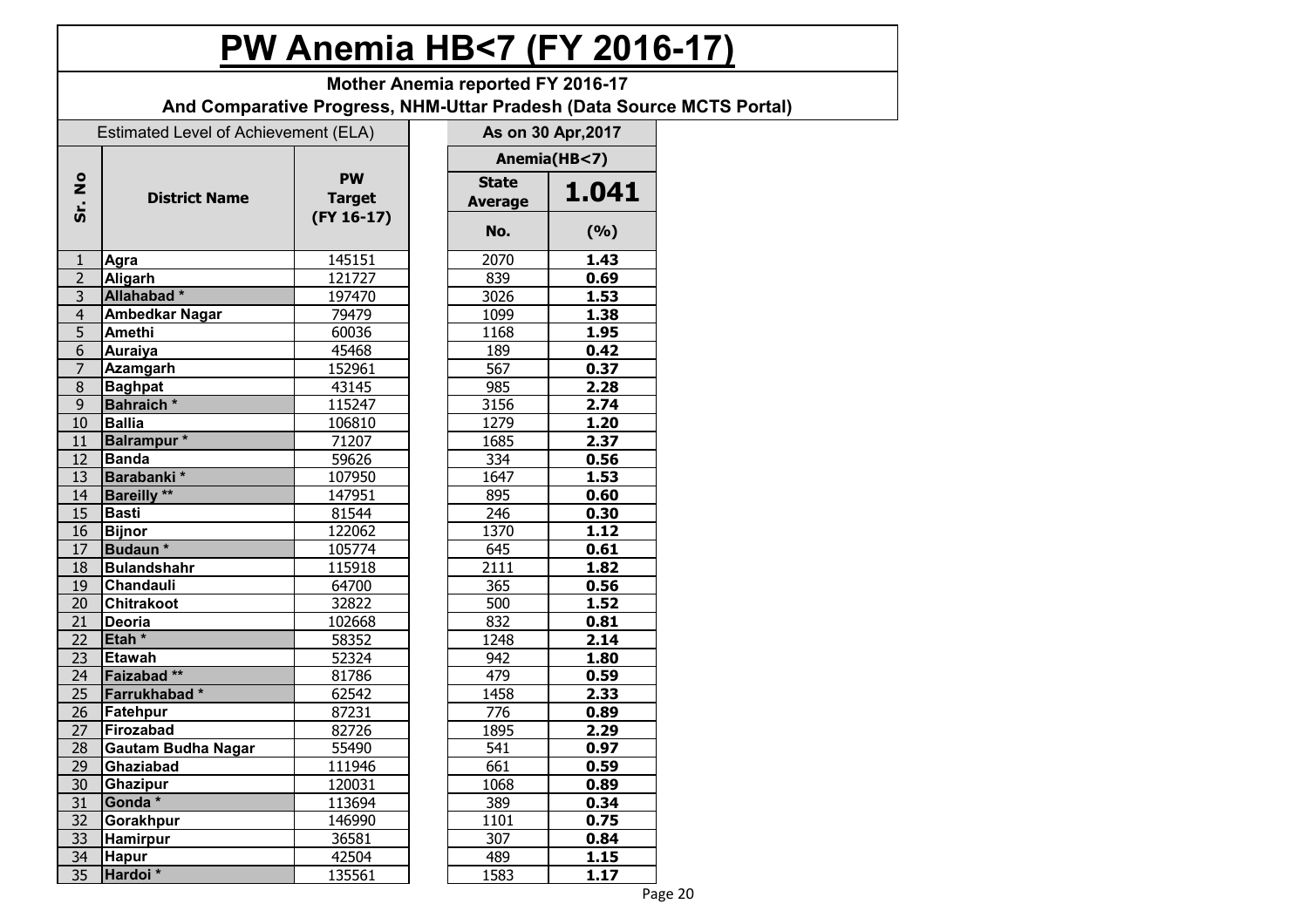# PW Anemia HB<7 (FY 2016-17)

**Mother Anemia reported FY 2016-17**

**And Comparative Progress, NHM-Uttar Pradesh (Data Source MCTS Portal)**

| Estimated Level of Achievement (ELA) | | | As on 30 Apr,2017 | |
|---|---|---|---|---|
| | | | Anemia(HB<7) | |
| Sr. No | District Name | PW Target (FY 16-17) | State Average | 1.041 |
| | | | No. | (%) |
| 1 | Agra | 145151 | 2070 | 1.43 |
| 2 | Aligarh | 121727 | 839 | 0.69 |
| 3 | Allahabad * | 197470 | 3026 | 1.53 |
| 4 | Ambedkar Nagar | 79479 | 1099 | 1.38 |
| 5 | Amethi | 60036 | 1168 | 1.95 |
| 6 | Auraiya | 45468 | 189 | 0.42 |
| 7 | Azamgarh | 152961 | 567 | 0.37 |
| 8 | Baghpat | 43145 | 985 | 2.28 |
| 9 | Bahraich * | 115247 | 3156 | 2.74 |
| 10 | Ballia | 106810 | 1279 | 1.20 |
| 11 | Balrampur * | 71207 | 1685 | 2.37 |
| 12 | Banda | 59626 | 334 | 0.56 |
| 13 | Barabanki * | 107950 | 1647 | 1.53 |
| 14 | Bareilly ** | 147951 | 895 | 0.60 |
| 15 | Basti | 81544 | 246 | 0.30 |
| 16 | Bijnor | 122062 | 1370 | 1.12 |
| 17 | Budaun * | 105774 | 645 | 0.61 |
| 18 | Bulandshahr | 115918 | 2111 | 1.82 |
| 19 | Chandauli | 64700 | 365 | 0.56 |
| 20 | Chitrakoot | 32822 | 500 | 1.52 |
| 21 | Deoria | 102668 | 832 | 0.81 |
| 22 | Etah * | 58352 | 1248 | 2.14 |
| 23 | Etawah | 52324 | 942 | 1.80 |
| 24 | Faizabad ** | 81786 | 479 | 0.59 |
| 25 | Farrukhabad * | 62542 | 1458 | 2.33 |
| 26 | Fatehpur | 87231 | 776 | 0.89 |
| 27 | Firozabad | 82726 | 1895 | 2.29 |
| 28 | Gautam Budha Nagar | 55490 | 541 | 0.97 |
| 29 | Ghaziabad | 111946 | 661 | 0.59 |
| 30 | Ghazipur | 120031 | 1068 | 0.89 |
| 31 | Gonda * | 113694 | 389 | 0.34 |
| 32 | Gorakhpur | 146990 | 1101 | 0.75 |
| 33 | Hamirpur | 36581 | 307 | 0.84 |
| 34 | Hapur | 42504 | 489 | 1.15 |
| 35 | Hardoi * | 135561 | 1583 | 1.17 |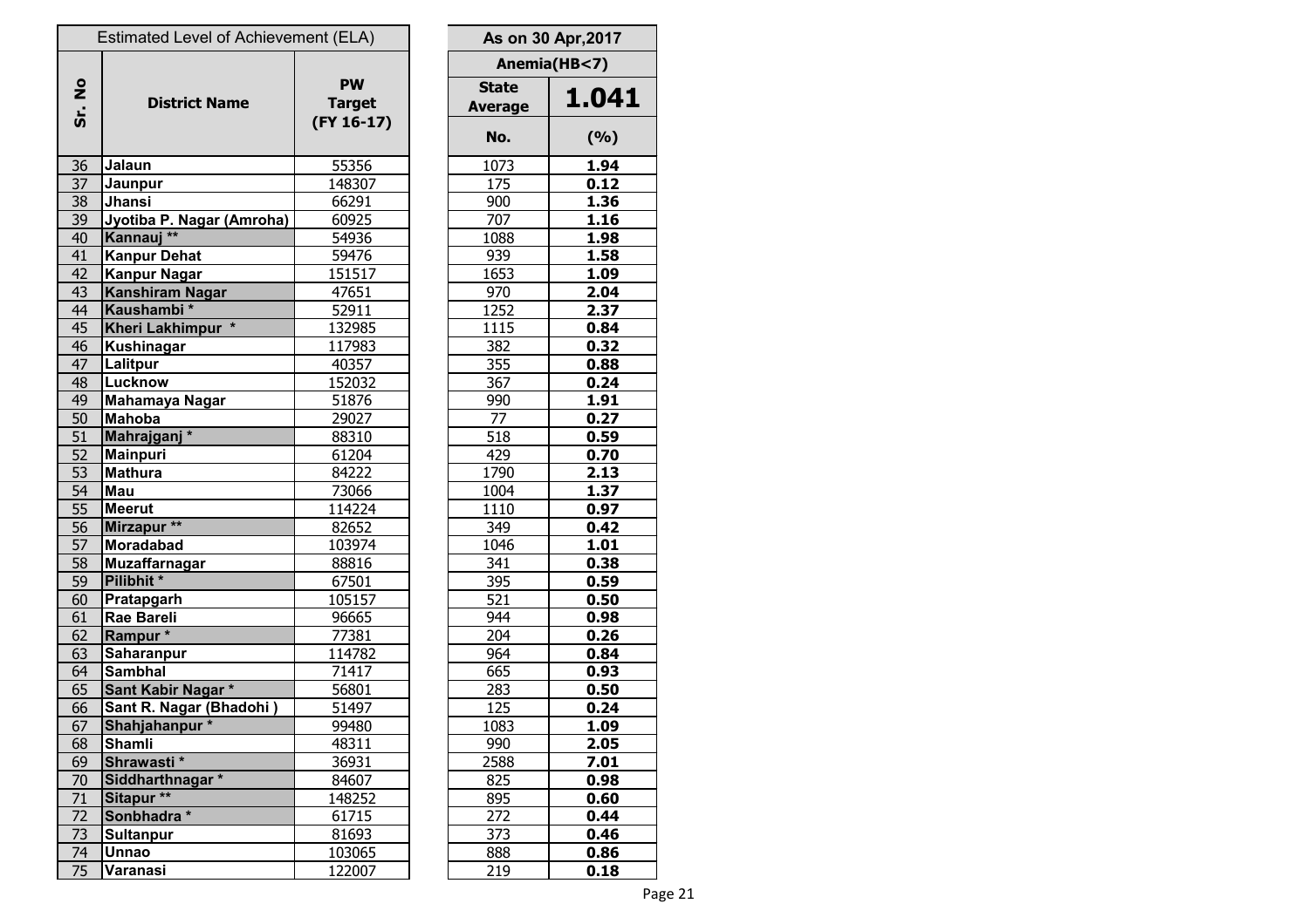| Estimated Level of Achievement (ELA) | | | As on 30 Apr,2017 | |
|---|---|---|---|---|
| | | | Anemia(HB<7) | |
| Sr. No | District Name | PW Target (FY 16-17) | State Average | 1.041 |
| | | | No. | (%) |
| 36 | Jalaun | 55356 | 1073 | 1.94 |
| 37 | Jaunpur | 148307 | 175 | 0.12 |
| 38 | Jhansi | 66291 | 900 | 1.36 |
| 39 | Jyotiba P. Nagar (Amroha) | 60925 | 707 | 1.16 |
| 40 | Kannauj ** | 54936 | 1088 | 1.98 |
| 41 | Kanpur Dehat | 59476 | 939 | 1.58 |
| 42 | Kanpur Nagar | 151517 | 1653 | 1.09 |
| 43 | Kanshiram Nagar | 47651 | 970 | 2.04 |
| 44 | Kaushambi * | 52911 | 1252 | 2.37 |
| 45 | Kheri Lakhimpur * | 132985 | 1115 | 0.84 |
| 46 | Kushinagar | 117983 | 382 | 0.32 |
| 47 | Lalitpur | 40357 | 355 | 0.88 |
| 48 | Lucknow | 152032 | 367 | 0.24 |
| 49 | Mahamaya Nagar | 51876 | 990 | 1.91 |
| 50 | Mahoba | 29027 | 77 | 0.27 |
| 51 | Mahrajganj * | 88310 | 518 | 0.59 |
| 52 | Mainpuri | 61204 | 429 | 0.70 |
| 53 | Mathura | 84222 | 1790 | 2.13 |
| 54 | Mau | 73066 | 1004 | 1.37 |
| 55 | Meerut | 114224 | 1110 | 0.97 |
| 56 | Mirzapur ** | 82652 | 349 | 0.42 |
| 57 | Moradabad | 103974 | 1046 | 1.01 |
| 58 | Muzaffarnagar | 88816 | 341 | 0.38 |
| 59 | Pilibhit * | 67501 | 395 | 0.59 |
| 60 | Pratapgarh | 105157 | 521 | 0.50 |
| 61 | Rae Bareli | 96665 | 944 | 0.98 |
| 62 | Rampur * | 77381 | 204 | 0.26 |
| 63 | Saharanpur | 114782 | 964 | 0.84 |
| 64 | Sambhal | 71417 | 665 | 0.93 |
| 65 | Sant Kabir Nagar * | 56801 | 283 | 0.50 |
| 66 | Sant R. Nagar (Bhadohi ) | 51497 | 125 | 0.24 |
| 67 | Shahjahanpur * | 99480 | 1083 | 1.09 |
| 68 | Shamli | 48311 | 990 | 2.05 |
| 69 | Shrawasti * | 36931 | 2588 | 7.01 |
| 70 | Siddharthnagar * | 84607 | 825 | 0.98 |
| 71 | Sitapur ** | 148252 | 895 | 0.60 |
| 72 | Sonbhadra * | 61715 | 272 | 0.44 |
| 73 | Sultanpur | 81693 | 373 | 0.46 |
| 74 | Unnao | 103065 | 888 | 0.86 |
| 75 | Varanasi | 122007 | 219 | 0.18 |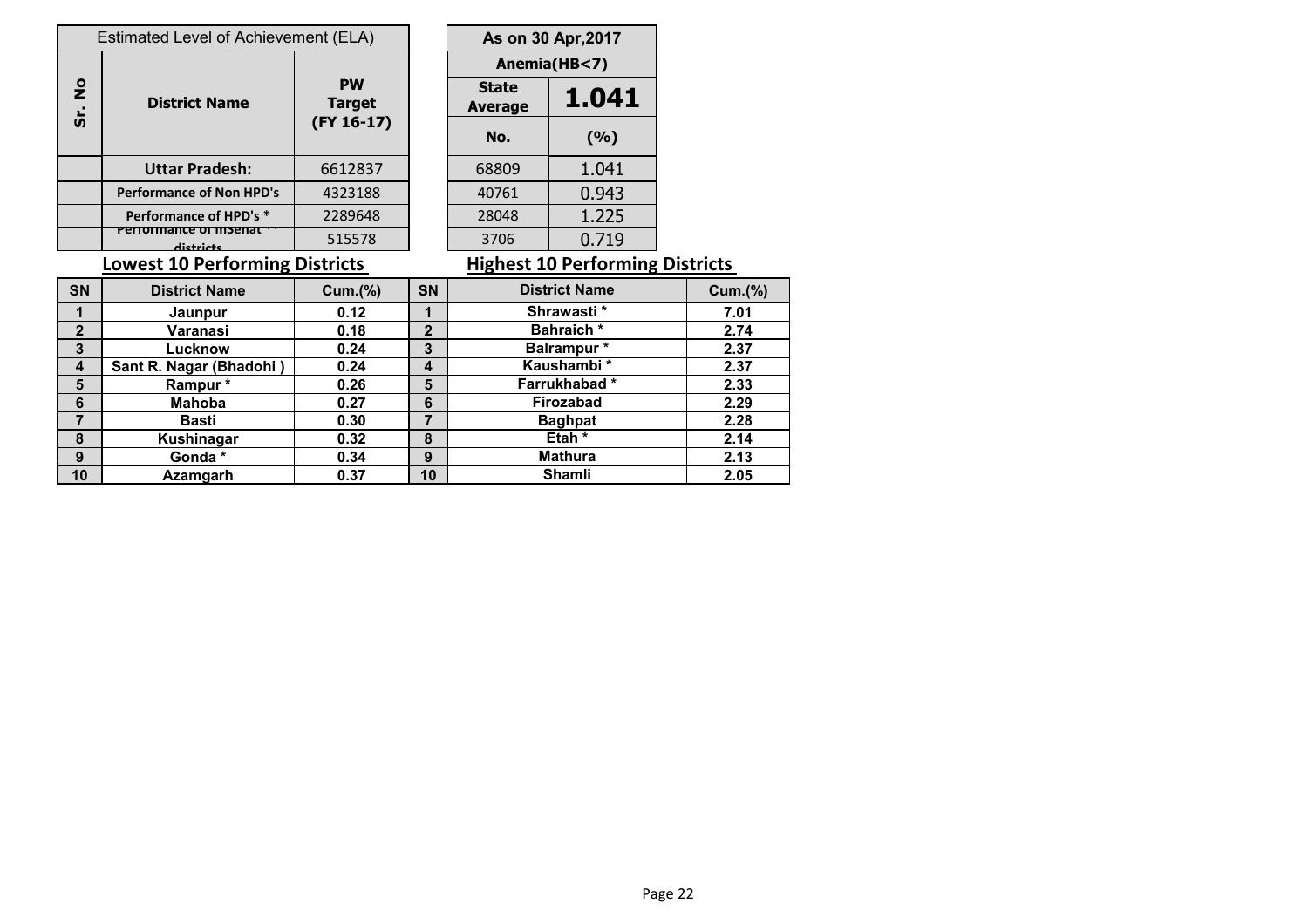| Estimated Level of Achievement (ELA) | | | As on 30 Apr,2017 | |
|---|---|---|---|---|
| | | | Anemia(HB<7) | |
| Sr. No | District Name | PW Target (FY 16-17) | State Average | 1.041 |
| | | | No. | (%) |
| | Uttar Pradesh: | 6612837 | 68809 | 1.041 |
| | Performance of Non HPD's | 4323188 | 40761 | 0.943 |
| | Performance of HPD's * | 2289648 | 28048 | 1.225 |
| | Performance of mSehat ** districts | 515578 | 3706 | 0.719 |

**Lowest 10 Performing Districts**

| SN | District Name | Cum.(%) |
|---|---|---|
| 1 | Jaunpur | 0.12 |
| 2 | Varanasi | 0.18 |
| 3 | Lucknow | 0.24 |
| 4 | Sant R. Nagar (Bhadohi ) | 0.24 |
| 5 | Rampur * | 0.26 |
| 6 | Mahoba | 0.27 |
| 7 | Basti | 0.30 |
| 8 | Kushinagar | 0.32 |
| 9 | Gonda * | 0.34 |
| 10 | Azamgarh | 0.37 |

**Highest 10 Performing Districts**

| SN | District Name | Cum.(%) |
|---|---|---|
| 1 | Shrawasti * | 7.01 |
| 2 | Bahraich * | 2.74 |
| 3 | Balrampur * | 2.37 |
| 4 | Kaushambi * | 2.37 |
| 5 | Farrukhabad * | 2.33 |
| 6 | Firozabad | 2.29 |
| 7 | Baghpat | 2.28 |
| 8 | Etah * | 2.14 |
| 9 | Mathura | 2.13 |
| 10 | Shamli | 2.05 |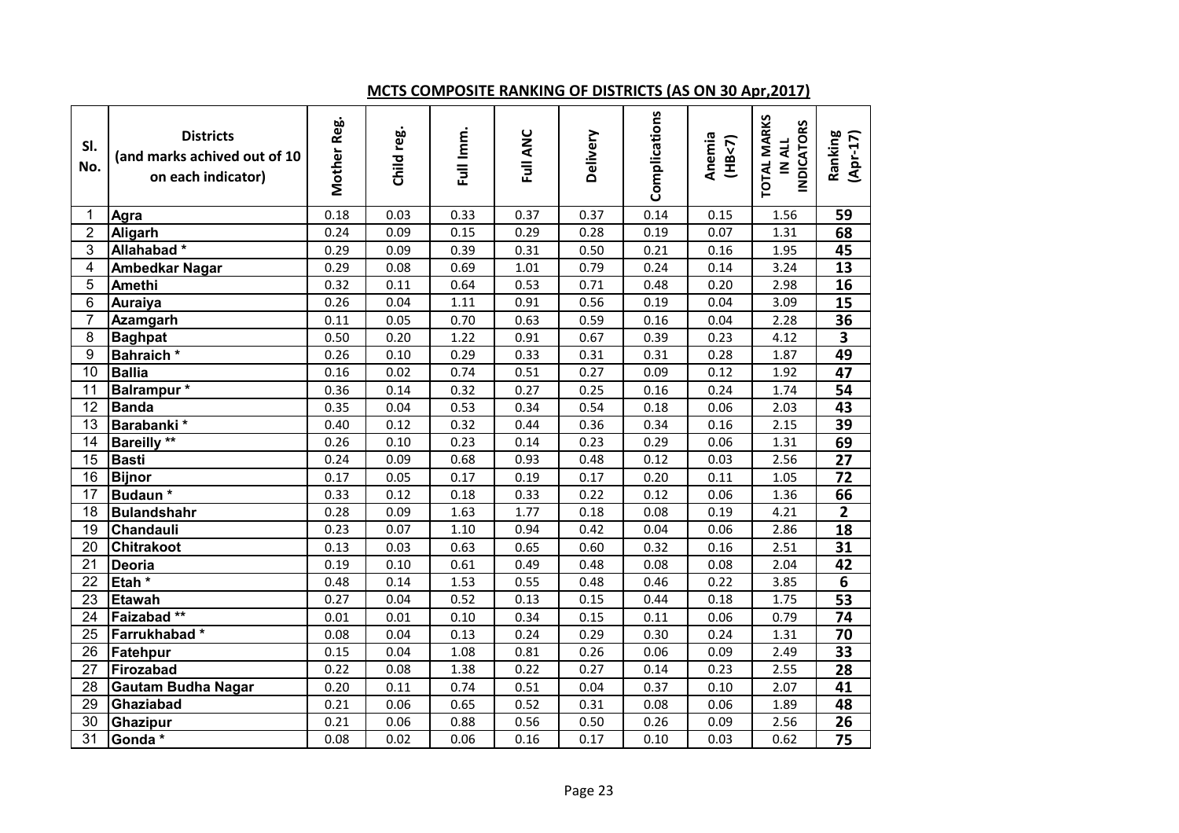## MCTS COMPOSITE RANKING OF DISTRICTS (AS ON 30 Apr,2017)

| Sl. No. | Districts (and marks achived out of 10 on each indicator) | Mother Reg. | Child reg. | Full Imm. | Full ANC | Delivery | Complications | Anemia (HB<7) | TOTAL MARKS IN ALL INDICATORS | Ranking (Apr-17) |
|---|---|---|---|---|---|---|---|---|---|---|
| 1 | **Agra** | 0.18 | 0.03 | 0.33 | 0.37 | 0.37 | 0.14 | 0.15 | 1.56 | **59** |
| 2 | **Aligarh** | 0.24 | 0.09 | 0.15 | 0.29 | 0.28 | 0.19 | 0.07 | 1.31 | **68** |
| 3 | **Allahabad *** | 0.29 | 0.09 | 0.39 | 0.31 | 0.50 | 0.21 | 0.16 | 1.95 | **45** |
| 4 | **Ambedkar Nagar** | 0.29 | 0.08 | 0.69 | 1.01 | 0.79 | 0.24 | 0.14 | 3.24 | **13** |
| 5 | **Amethi** | 0.32 | 0.11 | 0.64 | 0.53 | 0.71 | 0.48 | 0.20 | 2.98 | **16** |
| 6 | **Auraiya** | 0.26 | 0.04 | 1.11 | 0.91 | 0.56 | 0.19 | 0.04 | 3.09 | **15** |
| 7 | **Azamgarh** | 0.11 | 0.05 | 0.70 | 0.63 | 0.59 | 0.16 | 0.04 | 2.28 | **36** |
| 8 | **Baghpat** | 0.50 | 0.20 | 1.22 | 0.91 | 0.67 | 0.39 | 0.23 | 4.12 | **3** |
| 9 | **Bahraich *** | 0.26 | 0.10 | 0.29 | 0.33 | 0.31 | 0.31 | 0.28 | 1.87 | **49** |
| 10 | **Ballia** | 0.16 | 0.02 | 0.74 | 0.51 | 0.27 | 0.09 | 0.12 | 1.92 | **47** |
| 11 | **Balrampur *** | 0.36 | 0.14 | 0.32 | 0.27 | 0.25 | 0.16 | 0.24 | 1.74 | **54** |
| 12 | **Banda** | 0.35 | 0.04 | 0.53 | 0.34 | 0.54 | 0.18 | 0.06 | 2.03 | **43** |
| 13 | **Barabanki *** | 0.40 | 0.12 | 0.32 | 0.44 | 0.36 | 0.34 | 0.16 | 2.15 | **39** |
| 14 | **Bareilly **** | 0.26 | 0.10 | 0.23 | 0.14 | 0.23 | 0.29 | 0.06 | 1.31 | **69** |
| 15 | **Basti** | 0.24 | 0.09 | 0.68 | 0.93 | 0.48 | 0.12 | 0.03 | 2.56 | **27** |
| 16 | **Bijnor** | 0.17 | 0.05 | 0.17 | 0.19 | 0.17 | 0.20 | 0.11 | 1.05 | **72** |
| 17 | **Budaun *** | 0.33 | 0.12 | 0.18 | 0.33 | 0.22 | 0.12 | 0.06 | 1.36 | **66** |
| 18 | **Bulandshahr** | 0.28 | 0.09 | 1.63 | 1.77 | 0.18 | 0.08 | 0.19 | 4.21 | **2** |
| 19 | **Chandauli** | 0.23 | 0.07 | 1.10 | 0.94 | 0.42 | 0.04 | 0.06 | 2.86 | **18** |
| 20 | **Chitrakoot** | 0.13 | 0.03 | 0.63 | 0.65 | 0.60 | 0.32 | 0.16 | 2.51 | **31** |
| 21 | **Deoria** | 0.19 | 0.10 | 0.61 | 0.49 | 0.48 | 0.08 | 0.08 | 2.04 | **42** |
| 22 | **Etah *** | 0.48 | 0.14 | 1.53 | 0.55 | 0.48 | 0.46 | 0.22 | 3.85 | **6** |
| 23 | **Etawah** | 0.27 | 0.04 | 0.52 | 0.13 | 0.15 | 0.44 | 0.18 | 1.75 | **53** |
| 24 | **Faizabad **** | 0.01 | 0.01 | 0.10 | 0.34 | 0.15 | 0.11 | 0.06 | 0.79 | **74** |
| 25 | **Farrukhabad *** | 0.08 | 0.04 | 0.13 | 0.24 | 0.29 | 0.30 | 0.24 | 1.31 | **70** |
| 26 | **Fatehpur** | 0.15 | 0.04 | 1.08 | 0.81 | 0.26 | 0.06 | 0.09 | 2.49 | **33** |
| 27 | **Firozabad** | 0.22 | 0.08 | 1.38 | 0.22 | 0.27 | 0.14 | 0.23 | 2.55 | **28** |
| 28 | **Gautam Budha Nagar** | 0.20 | 0.11 | 0.74 | 0.51 | 0.04 | 0.37 | 0.10 | 2.07 | **41** |
| 29 | **Ghaziabad** | 0.21 | 0.06 | 0.65 | 0.52 | 0.31 | 0.08 | 0.06 | 1.89 | **48** |
| 30 | **Ghazipur** | 0.21 | 0.06 | 0.88 | 0.56 | 0.50 | 0.26 | 0.09 | 2.56 | **26** |
| 31 | **Gonda *** | 0.08 | 0.02 | 0.06 | 0.16 | 0.17 | 0.10 | 0.03 | 0.62 | **75** |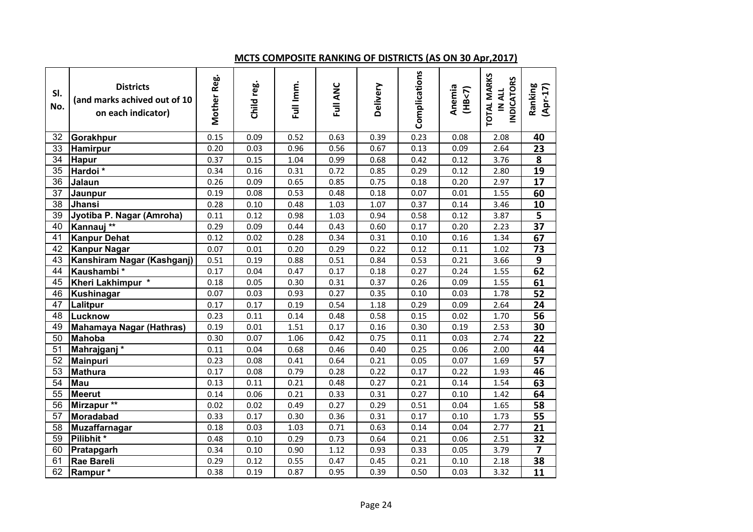## MCTS COMPOSITE RANKING OF DISTRICTS (AS ON 30 Apr,2017)

| Sl. No. | Districts (and marks achived out of 10 on each indicator) | Mother Reg. | Child reg. | Full Imm. | Full ANC | Delivery | Complications | Anemia (HB<7) | TOTAL MARKS IN ALL INDICATORS | Ranking (Apr-17) |
|---|---|---|---|---|---|---|---|---|---|---|
| 32 | **Gorakhpur** | 0.15 | 0.09 | 0.52 | 0.63 | 0.39 | 0.23 | 0.08 | 2.08 | **40** |
| 33 | **Hamirpur** | 0.20 | 0.03 | 0.96 | 0.56 | 0.67 | 0.13 | 0.09 | 2.64 | **23** |
| 34 | **Hapur** | 0.37 | 0.15 | 1.04 | 0.99 | 0.68 | 0.42 | 0.12 | 3.76 | **8** |
| 35 | **Hardoi *** | 0.34 | 0.16 | 0.31 | 0.72 | 0.85 | 0.29 | 0.12 | 2.80 | **19** |
| 36 | **Jalaun** | 0.26 | 0.09 | 0.65 | 0.85 | 0.75 | 0.18 | 0.20 | 2.97 | **17** |
| 37 | **Jaunpur** | 0.19 | 0.08 | 0.53 | 0.48 | 0.18 | 0.07 | 0.01 | 1.55 | **60** |
| 38 | **Jhansi** | 0.28 | 0.10 | 0.48 | 1.03 | 1.07 | 0.37 | 0.14 | 3.46 | **10** |
| 39 | **Jyotiba P. Nagar (Amroha)** | 0.11 | 0.12 | 0.98 | 1.03 | 0.94 | 0.58 | 0.12 | 3.87 | **5** |
| 40 | **Kannauj **** | 0.29 | 0.09 | 0.44 | 0.43 | 0.60 | 0.17 | 0.20 | 2.23 | **37** |
| 41 | **Kanpur Dehat** | 0.12 | 0.02 | 0.28 | 0.34 | 0.31 | 0.10 | 0.16 | 1.34 | **67** |
| 42 | **Kanpur Nagar** | 0.07 | 0.01 | 0.20 | 0.29 | 0.22 | 0.12 | 0.11 | 1.02 | **73** |
| 43 | **Kanshiram Nagar (Kashganj)** | 0.51 | 0.19 | 0.88 | 0.51 | 0.84 | 0.53 | 0.21 | 3.66 | **9** |
| 44 | **Kaushambi *** | 0.17 | 0.04 | 0.47 | 0.17 | 0.18 | 0.27 | 0.24 | 1.55 | **62** |
| 45 | **Kheri Lakhimpur *** | 0.18 | 0.05 | 0.30 | 0.31 | 0.37 | 0.26 | 0.09 | 1.55 | **61** |
| 46 | **Kushinagar** | 0.07 | 0.03 | 0.93 | 0.27 | 0.35 | 0.10 | 0.03 | 1.78 | **52** |
| 47 | **Lalitpur** | 0.17 | 0.17 | 0.19 | 0.54 | 1.18 | 0.29 | 0.09 | 2.64 | **24** |
| 48 | **Lucknow** | 0.23 | 0.11 | 0.14 | 0.48 | 0.58 | 0.15 | 0.02 | 1.70 | **56** |
| 49 | **Mahamaya Nagar (Hathras)** | 0.19 | 0.01 | 1.51 | 0.17 | 0.16 | 0.30 | 0.19 | 2.53 | **30** |
| 50 | **Mahoba** | 0.30 | 0.07 | 1.06 | 0.42 | 0.75 | 0.11 | 0.03 | 2.74 | **22** |
| 51 | **Mahrajganj *** | 0.11 | 0.04 | 0.68 | 0.46 | 0.40 | 0.25 | 0.06 | 2.00 | **44** |
| 52 | **Mainpuri** | 0.23 | 0.08 | 0.41 | 0.64 | 0.21 | 0.05 | 0.07 | 1.69 | **57** |
| 53 | **Mathura** | 0.17 | 0.08 | 0.79 | 0.28 | 0.22 | 0.17 | 0.22 | 1.93 | **46** |
| 54 | **Mau** | 0.13 | 0.11 | 0.21 | 0.48 | 0.27 | 0.21 | 0.14 | 1.54 | **63** |
| 55 | **Meerut** | 0.14 | 0.06 | 0.21 | 0.33 | 0.31 | 0.27 | 0.10 | 1.42 | **64** |
| 56 | **Mirzapur **** | 0.02 | 0.02 | 0.49 | 0.27 | 0.29 | 0.51 | 0.04 | 1.65 | **58** |
| 57 | **Moradabad** | 0.33 | 0.17 | 0.30 | 0.36 | 0.31 | 0.17 | 0.10 | 1.73 | **55** |
| 58 | **Muzaffarnagar** | 0.18 | 0.03 | 1.03 | 0.71 | 0.63 | 0.14 | 0.04 | 2.77 | **21** |
| 59 | **Pilibhit *** | 0.48 | 0.10 | 0.29 | 0.73 | 0.64 | 0.21 | 0.06 | 2.51 | **32** |
| 60 | **Pratapgarh** | 0.34 | 0.10 | 0.90 | 1.12 | 0.93 | 0.33 | 0.05 | 3.79 | **7** |
| 61 | **Rae Bareli** | 0.29 | 0.12 | 0.55 | 0.47 | 0.45 | 0.21 | 0.10 | 2.18 | **38** |
| 62 | **Rampur *** | 0.38 | 0.19 | 0.87 | 0.95 | 0.39 | 0.50 | 0.03 | 3.32 | **11** |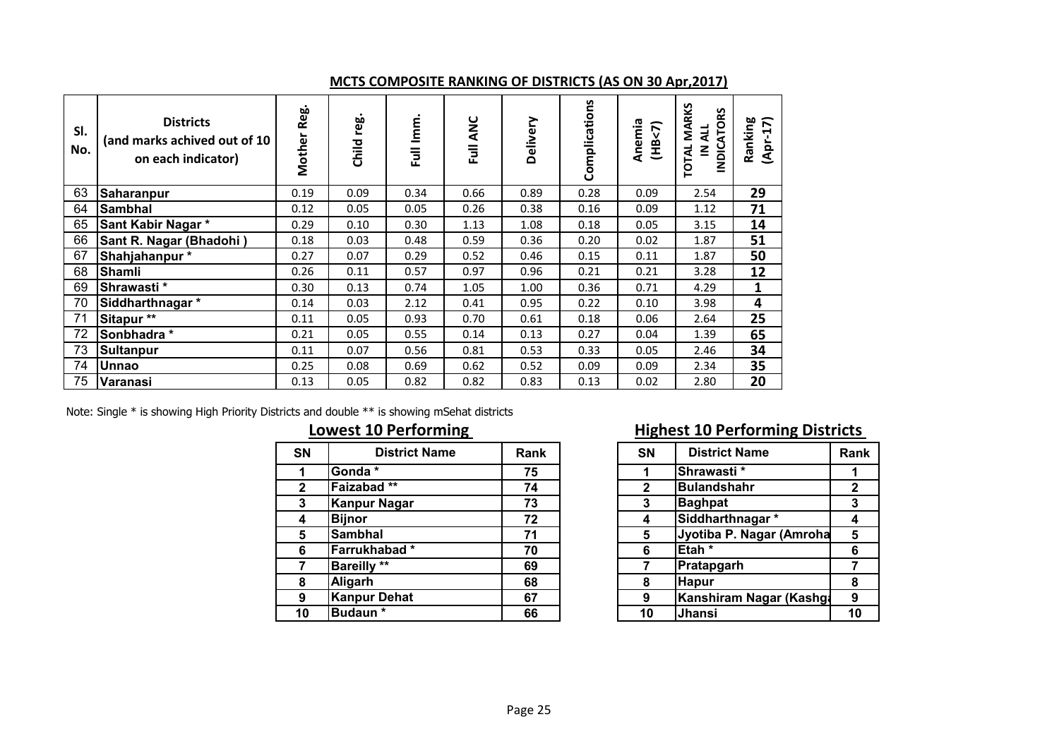## MCTS COMPOSITE RANKING OF DISTRICTS (AS ON 30 Apr,2017)

| Sl. No. | Districts (and marks achived out of 10 on each indicator) | Mother Reg. | Child reg. | Full Imm. | Full ANC | Delivery | Complications | Anemia (HB<7) | TOTAL MARKS IN ALL INDICATORS | Ranking (Apr-17) |
|---|---|---|---|---|---|---|---|---|---|---|
| 63 | Saharanpur | 0.19 | 0.09 | 0.34 | 0.66 | 0.89 | 0.28 | 0.09 | 2.54 | 29 |
| 64 | Sambhal | 0.12 | 0.05 | 0.05 | 0.26 | 0.38 | 0.16 | 0.09 | 1.12 | 71 |
| 65 | Sant Kabir Nagar * | 0.29 | 0.10 | 0.30 | 1.13 | 1.08 | 0.18 | 0.05 | 3.15 | 14 |
| 66 | Sant R. Nagar (Bhadohi ) | 0.18 | 0.03 | 0.48 | 0.59 | 0.36 | 0.20 | 0.02 | 1.87 | 51 |
| 67 | Shahjahanpur * | 0.27 | 0.07 | 0.29 | 0.52 | 0.46 | 0.15 | 0.11 | 1.87 | 50 |
| 68 | Shamli | 0.26 | 0.11 | 0.57 | 0.97 | 0.96 | 0.21 | 0.21 | 3.28 | 12 |
| 69 | Shrawasti * | 0.30 | 0.13 | 0.74 | 1.05 | 1.00 | 0.36 | 0.71 | 4.29 | 1 |
| 70 | Siddharthnagar * | 0.14 | 0.03 | 2.12 | 0.41 | 0.95 | 0.22 | 0.10 | 3.98 | 4 |
| 71 | Sitapur ** | 0.11 | 0.05 | 0.93 | 0.70 | 0.61 | 0.18 | 0.06 | 2.64 | 25 |
| 72 | Sonbhadra * | 0.21 | 0.05 | 0.55 | 0.14 | 0.13 | 0.27 | 0.04 | 1.39 | 65 |
| 73 | Sultanpur | 0.11 | 0.07 | 0.56 | 0.81 | 0.53 | 0.33 | 0.05 | 2.46 | 34 |
| 74 | Unnao | 0.25 | 0.08 | 0.69 | 0.62 | 0.52 | 0.09 | 0.09 | 2.34 | 35 |
| 75 | Varanasi | 0.13 | 0.05 | 0.82 | 0.82 | 0.83 | 0.13 | 0.02 | 2.80 | 20 |

Note: Single * is showing High Priority Districts and double ** is showing mSehat districts

### Lowest 10 Performing

| SN | District Name | Rank |
|---|---|---|
| 1 | Gonda * | 75 |
| 2 | Faizabad ** | 74 |
| 3 | Kanpur Nagar | 73 |
| 4 | Bijnor | 72 |
| 5 | Sambhal | 71 |
| 6 | Farrukhabad * | 70 |
| 7 | Bareilly ** | 69 |
| 8 | Aligarh | 68 |
| 9 | Kanpur Dehat | 67 |
| 10 | Budaun * | 66 |

### Highest 10 Performing Districts

| SN | District Name | Rank |
|---|---|---|
| 1 | Shrawasti * | 1 |
| 2 | Bulandshahr | 2 |
| 3 | Baghpat | 3 |
| 4 | Siddharthnagar * | 4 |
| 5 | Jyotiba P. Nagar (Amroha | 5 |
| 6 | Etah * | 6 |
| 7 | Pratapgarh | 7 |
| 8 | Hapur | 8 |
| 9 | Kanshiram Nagar (Kashg | 9 |
| 10 | Jhansi | 10 |